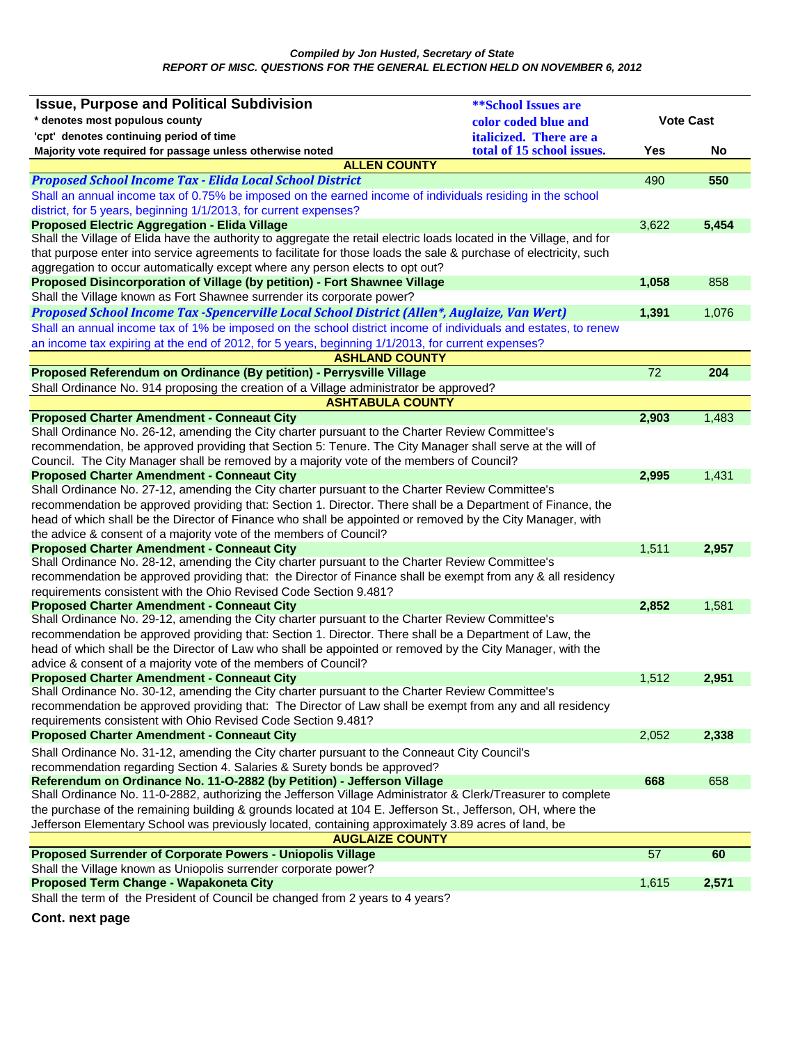***Compiled by Jon Husted, Secretary of State***

***REPORT OF MISC. QUESTIONS FOR THE GENERAL ELECTION HELD ON NOVEMBER 6, 2012***

| Issue, Purpose and Political Subdivision<br>* denotes most populous county<br>'cpt' denotes continuing period of time<br>Majority vote required for passage unless otherwise noted | ***\*\*School Issues are color coded blue and italicized. There are a total of 15 school issues.*** | Vote Cast Yes | Vote Cast No |
|---|---|---|---|
| **ALLEN COUNTY** | | | |
| ***Proposed School Income Tax - Elida Local School District*** | | 490 | **550** |
| *Shall an annual income tax of 0.75% be imposed on the earned income of individuals residing in the school district, for 5 years, beginning 1/1/2013, for current expenses?* | | | |
| **Proposed Electric Aggregation - Elida Village** | | 3,622 | **5,454** |
| Shall the Village of Elida have the authority to aggregate the retail electric loads located in the Village, and for that purpose enter into service agreements to facilitate for those loads the sale & purchase of electricity, such aggregation to occur automatically except where any person elects to opt out? | | | |
| **Proposed Disincorporation of Village (by petition) - Fort Shawnee Village** | | **1,058** | 858 |
| Shall the Village known as Fort Shawnee surrender its corporate power? | | | |
| ***Proposed School Income Tax -Spencerville Local School District (Allen*, Auglaize, Van Wert)*** | | **1,391** | 1,076 |
| *Shall an annual income tax of 1% be imposed on the school district income of individuals and estates, to renew an income tax expiring at the end of 2012, for 5 years, beginning 1/1/2013, for current expenses?* | | | |
| **ASHLAND COUNTY** | | | |
| **Proposed Referendum on Ordinance (By petition) - Perrysville Village** | | 72 | **204** |
| Shall Ordinance No. 914 proposing the creation of a Village administrator be approved? | | | |
| **ASHTABULA COUNTY** | | | |
| **Proposed Charter Amendment - Conneaut City** | | **2,903** | 1,483 |
| Shall Ordinance No. 26-12, amending the City charter pursuant to the Charter Review Committee's recommendation, be approved providing that Section 5: Tenure. The City Manager shall serve at the will of Council. The City Manager shall be removed by a majority vote of the members of Council? | | | |
| **Proposed Charter Amendment - Conneaut City** | | **2,995** | 1,431 |
| Shall Ordinance No. 27-12, amending the City charter pursuant to the Charter Review Committee's recommendation be approved providing that: Section 1. Director. There shall be a Department of Finance, the head of which shall be the Director of Finance who shall be appointed or removed by the City Manager, with the advice & consent of a majority vote of the members of Council? | | | |
| **Proposed Charter Amendment - Conneaut City** | | 1,511 | **2,957** |
| Shall Ordinance No. 28-12, amending the City charter pursuant to the Charter Review Committee's recommendation be approved providing that: the Director of Finance shall be exempt from any & all residency requirements consistent with the Ohio Revised Code Section 9.481? | | | |
| **Proposed Charter Amendment - Conneaut City** | | **2,852** | 1,581 |
| Shall Ordinance No. 29-12, amending the City charter pursuant to the Charter Review Committee's recommendation be approved providing that: Section 1. Director. There shall be a Department of Law, the head of which shall be the Director of Law who shall be appointed or removed by the City Manager, with the advice & consent of a majority vote of the members of Council? | | | |
| **Proposed Charter Amendment - Conneaut City** | | 1,512 | **2,951** |
| Shall Ordinance No. 30-12, amending the City charter pursuant to the Charter Review Committee's recommendation be approved providing that: The Director of Law shall be exempt from any and all residency requirements consistent with Ohio Revised Code Section 9.481? | | | |
| **Proposed Charter Amendment - Conneaut City** | | 2,052 | **2,338** |
| Shall Ordinance No. 31-12, amending the City charter pursuant to the Conneaut City Council's recommendation regarding Section 4. Salaries & Surety bonds be approved? | | | |
| **Referendum on Ordinance No. 11-O-2882 (by Petition) - Jefferson Village** | | **668** | 658 |
| Shall Ordinance No. 11-0-2882, authorizing the Jefferson Village Administrator & Clerk/Treasurer to complete the purchase of the remaining building & grounds located at 104 E. Jefferson St., Jefferson, OH, where the Jefferson Elementary School was previously located, containing approximately 3.89 acres of land, be | | | |
| **AUGLAIZE COUNTY** | | | |
| **Proposed Surrender of Corporate Powers - Uniopolis Village** | | 57 | **60** |
| Shall the Village known as Uniopolis surrender corporate power? | | | |
| **Proposed Term Change - Wapakoneta City** | | 1,615 | **2,571** |
| Shall the term of the President of Council be changed from 2 years to 4 years? | | | |

**Cont. next page**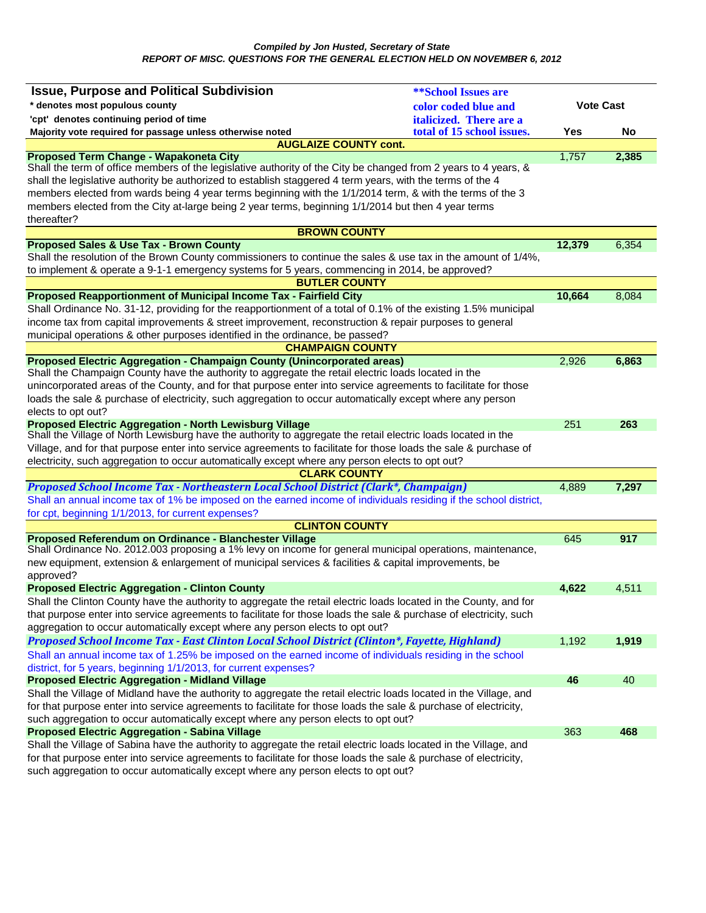*Compiled by Jon Husted, Secretary of State*
*REPORT OF MISC. QUESTIONS FOR THE GENERAL ELECTION HELD ON NOVEMBER 6, 2012*

| Issue, Purpose and Political Subdivision<br>* denotes most populous county<br>'cpt' denotes continuing period of time<br>Majority vote required for passage unless otherwise noted | ***School Issues are color coded blue and italicized. There are a total of 15 school issues.* | Vote Cast Yes | Vote Cast No |
|---|---|---|---|
| **AUGLAIZE COUNTY cont.** | | | |
| **Proposed Term Change - Wapakoneta City**<br>Shall the term of office members of the legislative authority of the City be changed from 2 years to 4 years, & shall the legislative authority be authorized to establish staggered 4 term years, with the terms of the 4 members elected from wards being 4 year terms beginning with the 1/1/2014 term, & with the terms of the 3 members elected from the City at-large being 2 year terms, beginning 1/1/2014 but then 4 year terms thereafter? | | 1,757 | **2,385** |
| **BROWN COUNTY** | | | |
| **Proposed Sales & Use Tax - Brown County**<br>Shall the resolution of the Brown County commissioners to continue the sales & use tax in the amount of 1/4%, to implement & operate a 9-1-1 emergency systems for 5 years, commencing in 2014, be approved? | | **12,379** | 6,354 |
| **BUTLER COUNTY** | | | |
| **Proposed Reapportionment of Municipal Income Tax - Fairfield City**<br>Shall Ordinance No. 31-12, providing for the reapportionment of a total of 0.1% of the existing 1.5% municipal income tax from capital improvements & street improvement, reconstruction & repair purposes to general municipal operations & other purposes identified in the ordinance, be passed? | | **10,664** | 8,084 |
| **CHAMPAIGN COUNTY** | | | |
| **Proposed Electric Aggregation - Champaign County (Unincorporated areas)**<br>Shall the Champaign County have the authority to aggregate the retail electric loads located in the unincorporated areas of the County, and for that purpose enter into service agreements to facilitate for those loads the sale & purchase of electricity, such aggregation to occur automatically except where any person elects to opt out? | | 2,926 | **6,863** |
| **Proposed Electric Aggregation - North Lewisburg Village**<br>Shall the Village of North Lewisburg have the authority to aggregate the retail electric loads located in the Village, and for that purpose enter into service agreements to facilitate for those loads the sale & purchase of electricity, such aggregation to occur automatically except where any person elects to opt out? | | 251 | **263** |
| **CLARK COUNTY** | | | |
| ***Proposed School Income Tax - Northeastern Local School District (Clark*, Champaign)***<br>*Shall an annual income tax of 1% be imposed on the earned income of individuals residing if the school district, for cpt, beginning 1/1/2013, for current expenses?* | | 4,889 | **7,297** |
| **CLINTON COUNTY** | | | |
| **Proposed Referendum on Ordinance - Blanchester Village**<br>Shall Ordinance No. 2012.003 proposing a 1% levy on income for general municipal operations, maintenance, new equipment, extension & enlargement of municipal services & facilities & capital improvements, be approved? | | 645 | **917** |
| **Proposed Electric Aggregation - Clinton County**<br>Shall the Clinton County have the authority to aggregate the retail electric loads located in the County, and for that purpose enter into service agreements to facilitate for those loads the sale & purchase of electricity, such aggregation to occur automatically except where any person elects to opt out? | | **4,622** | 4,511 |
| ***Proposed School Income Tax - East Clinton Local School District (Clinton*, Fayette, Highland)***<br>*Shall an annual income tax of 1.25% be imposed on the earned income of individuals residing in the school district, for 5 years, beginning 1/1/2013, for current expenses?* | | 1,192 | **1,919** |
| **Proposed Electric Aggregation - Midland Village**<br>Shall the Village of Midland have the authority to aggregate the retail electric loads located in the Village, and for that purpose enter into service agreements to facilitate for those loads the sale & purchase of electricity, such aggregation to occur automatically except where any person elects to opt out? | | **46** | 40 |
| **Proposed Electric Aggregation - Sabina Village**<br>Shall the Village of Sabina have the authority to aggregate the retail electric loads located in the Village, and for that purpose enter into service agreements to facilitate for those loads the sale & purchase of electricity, such aggregation to occur automatically except where any person elects to opt out? | | 363 | **468** |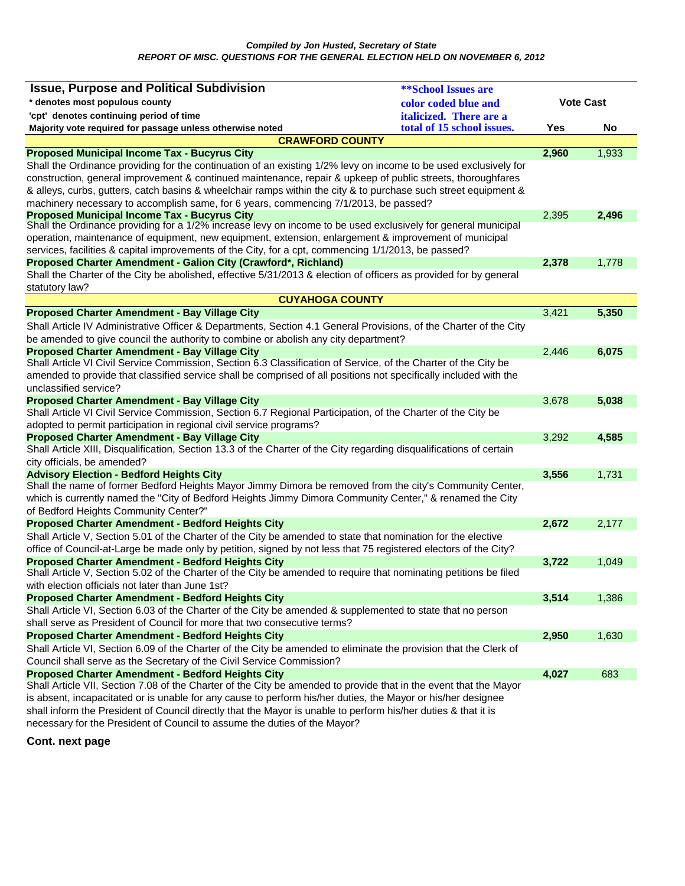*Compiled by Jon Husted, Secretary of State*

*REPORT OF MISC. QUESTIONS FOR THE GENERAL ELECTION HELD ON NOVEMBER 6, 2012*

| Issue, Purpose and Political Subdivision<br>* denotes most populous county<br>'cpt' denotes continuing period of time<br>Majority vote required for passage unless otherwise noted | **School Issues are color coded blue and italicized. There are a total of 15 school issues. | Vote Cast | |
|---|---|---|---|
| | | Yes | No |
| **CRAWFORD COUNTY** | | | |
| **Proposed Municipal Income Tax - Bucyrus City** | | **2,960** | 1,933 |
| Shall the Ordinance providing for the continuation of an existing 1/2% levy on income to be used exclusively for construction, general improvement & continued maintenance, repair & upkeep of public streets, thoroughfares & alleys, curbs, gutters, catch basins & wheelchair ramps within the city & to purchase such street equipment & machinery necessary to accomplish same, for 6 years, commencing 7/1/2013, be passed? | | | |
| **Proposed Municipal Income Tax - Bucyrus City** | | 2,395 | **2,496** |
| Shall the Ordinance providing for a 1/2% increase levy on income to be used exclusively for general municipal operation, maintenance of equipment, new equipment, extension, enlargement & improvement of municipal services, facilities & capital improvements of the City, for a cpt, commencing 1/1/2013, be passed? | | | |
| **Proposed Charter Amendment - Galion City (Crawford*, Richland)** | | **2,378** | 1,778 |
| Shall the Charter of the City be abolished, effective 5/31/2013 & election of officers as provided for by general statutory law? | | | |
| **CUYAHOGA COUNTY** | | | |
| **Proposed Charter Amendment - Bay Village City** | | 3,421 | **5,350** |
| Shall Article IV Administrative Officer & Departments, Section 4.1 General Provisions, of the Charter of the City be amended to give council the authority to combine or abolish any city department? | | | |
| **Proposed Charter Amendment - Bay Village City** | | 2,446 | **6,075** |
| Shall Article VI Civil Service Commission, Section 6.3 Classification of Service, of the Charter of the City be amended to provide that classified service shall be comprised of all positions not specifically included with the unclassified service? | | | |
| **Proposed Charter Amendment - Bay Village City** | | 3,678 | **5,038** |
| Shall Article VI Civil Service Commission, Section 6.7 Regional Participation, of the Charter of the City be adopted to permit participation in regional civil service programs? | | | |
| **Proposed Charter Amendment - Bay Village City** | | 3,292 | **4,585** |
| Shall Article XIII, Disqualification, Section 13.3 of the Charter of the City regarding disqualifications of certain city officials, be amended? | | | |
| **Advisory Election - Bedford Heights City** | | **3,556** | 1,731 |
| Shall the name of former Bedford Heights Mayor Jimmy Dimora be removed from the city's Community Center, which is currently named the "City of Bedford Heights Jimmy Dimora Community Center," & renamed the City of Bedford Heights Community Center?" | | | |
| **Proposed Charter Amendment - Bedford Heights City** | | **2,672** | 2,177 |
| Shall Article V, Section 5.01 of the Charter of the City be amended to state that nomination for the elective office of Council-at-Large be made only by petition, signed by not less that 75 registered electors of the City? | | | |
| **Proposed Charter Amendment - Bedford Heights City** | | **3,722** | 1,049 |
| Shall Article V, Section 5.02 of the Charter of the City be amended to require that nominating petitions be filed with election officials not later than June 1st? | | | |
| **Proposed Charter Amendment - Bedford Heights City** | | **3,514** | 1,386 |
| Shall Article VI, Section 6.03 of the Charter of the City be amended & supplemented to state that no person shall serve as President of Council for more that two consecutive terms? | | | |
| **Proposed Charter Amendment - Bedford Heights City** | | **2,950** | 1,630 |
| Shall Article VI, Section 6.09 of the Charter of the City be amended to eliminate the provision that the Clerk of Council shall serve as the Secretary of the Civil Service Commission? | | | |
| **Proposed Charter Amendment - Bedford Heights City** | | **4,027** | 683 |
| Shall Article VII, Section 7.08 of the Charter of the City be amended to provide that in the event that the Mayor is absent, incapacitated or is unable for any cause to perform his/her duties, the Mayor or his/her designee shall inform the President of Council directly that the Mayor is unable to perform his/her duties & that it is necessary for the President of Council to assume the duties of the Mayor? | | | |

**Cont. next page**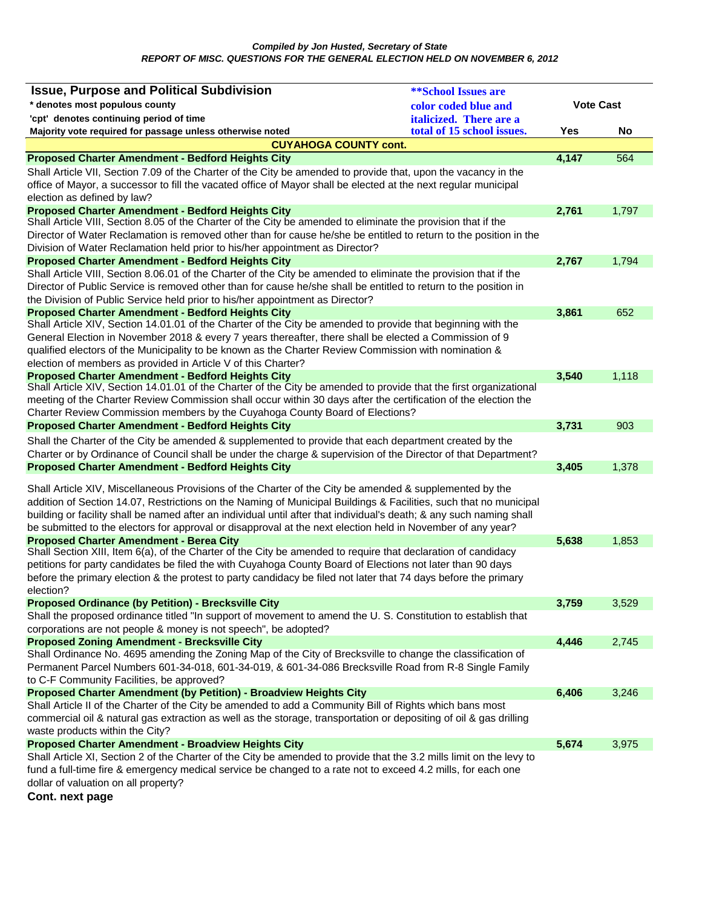*Compiled by Jon Husted, Secretary of State*
*REPORT OF MISC. QUESTIONS FOR THE GENERAL ELECTION HELD ON NOVEMBER 6, 2012*

| Issue, Purpose and Political Subdivision<br>* denotes most populous county<br>'cpt' denotes continuing period of time<br>Majority vote required for passage unless noted otherwise | **School Issues are color coded blue and italicized. There are a total of 15 school issues. | Vote Cast Yes | No |
|---|---|---|---|
| **CUYAHOGA COUNTY cont.** | | | |
| **Proposed Charter Amendment - Bedford Heights City** | | **4,147** | 564 |
| Shall Article VII, Section 7.09 of the Charter of the City be amended to provide that, upon the vacancy in the office of Mayor, a successor to fill the vacated office of Mayor shall be elected at the next regular municipal election as defined by law? | | | |
| **Proposed Charter Amendment - Bedford Heights City** | | **2,761** | 1,797 |
| Shall Article VIII, Section 8.05 of the Charter of the City be amended to eliminate the provision that if the Director of Water Reclamation is removed other than for cause he/she be entitled to return to the position in the Division of Water Reclamation held prior to his/her appointment as Director? | | | |
| **Proposed Charter Amendment - Bedford Heights City** | | **2,767** | 1,794 |
| Shall Article VIII, Section 8.06.01 of the Charter of the City be amended to eliminate the provision that if the Director of Public Service is removed other than for cause he/she shall be entitled to return to the position in the Division of Public Service held prior to his/her appointment as Director? | | | |
| **Proposed Charter Amendment - Bedford Heights City** | | **3,861** | 652 |
| Shall Article XIV, Section 14.01.01 of the Charter of the City be amended to provide that beginning with the General Election in November 2018 & every 7 years thereafter, there shall be elected a Commission of 9 qualified electors of the Municipality to be known as the Charter Review Commission with nomination & election of members as provided in Article V of this Charter? | | | |
| **Proposed Charter Amendment - Bedford Heights City** | | **3,540** | 1,118 |
| Shall Article XIV, Section 14.01.01 of the Charter of the City be amended to provide that the first organizational meeting of the Charter Review Commission shall occur within 30 days after the certification of the election the Charter Review Commission members by the Cuyahoga County Board of Elections? | | | |
| **Proposed Charter Amendment - Bedford Heights City** | | **3,731** | 903 |
| Shall the Charter of the City be amended & supplemented to provide that each department created by the Charter or by Ordinance of Council shall be under the charge & supervision of the Director of that Department? | | | |
| **Proposed Charter Amendment - Bedford Heights City** | | **3,405** | 1,378 |
| Shall Article XIV, Miscellaneous Provisions of the Charter of the City be amended & supplemented by the addition of Section 14.07, Restrictions on the Naming of Municipal Buildings & Facilities, such that no municipal building or facility shall be named after an individual until after that individual's death; & any such naming shall be submitted to the electors for approval or disapproval at the next election held in November of any year? | | | |
| **Proposed Charter Amendment - Berea City** | | **5,638** | 1,853 |
| Shall Section XIII, Item 6(a), of the Charter of the City be amended to require that declaration of candidacy petitions for party candidates be filed the with Cuyahoga County Board of Elections not later than 90 days before the primary election & the protest to party candidacy be filed not later that 74 days before the primary election? | | | |
| **Proposed Ordinance (by Petition) - Brecksville City** | | **3,759** | 3,529 |
| Shall the proposed ordinance titled "In support of movement to amend the U. S. Constitution to establish that corporations are not people & money is not speech", be adopted? | | | |
| **Proposed Zoning Amendment - Brecksville City** | | **4,446** | 2,745 |
| Shall Ordinance No. 4695 amending the Zoning Map of the City of Brecksville to change the classification of Permanent Parcel Numbers 601-34-018, 601-34-019, & 601-34-086 Brecksville Road from R-8 Single Family to C-F Community Facilities, be approved? | | | |
| **Proposed Charter Amendment (by Petition) - Broadview Heights City** | | **6,406** | 3,246 |
| Shall Article II of the Charter of the City be amended to add a Community Bill of Rights which bans most commercial oil & natural gas extraction as well as the storage, transportation or depositing of oil & gas drilling waste products within the City? | | | |
| **Proposed Charter Amendment - Broadview Heights City** | | **5,674** | 3,975 |
| Shall Article XI, Section 2 of the Charter of the City be amended to provide that the 3.2 mills limit on the levy to fund a full-time fire & emergency medical service be changed to a rate not to exceed 4.2 mills, for each one dollar of valuation on all property? | | | |

**Cont. next page**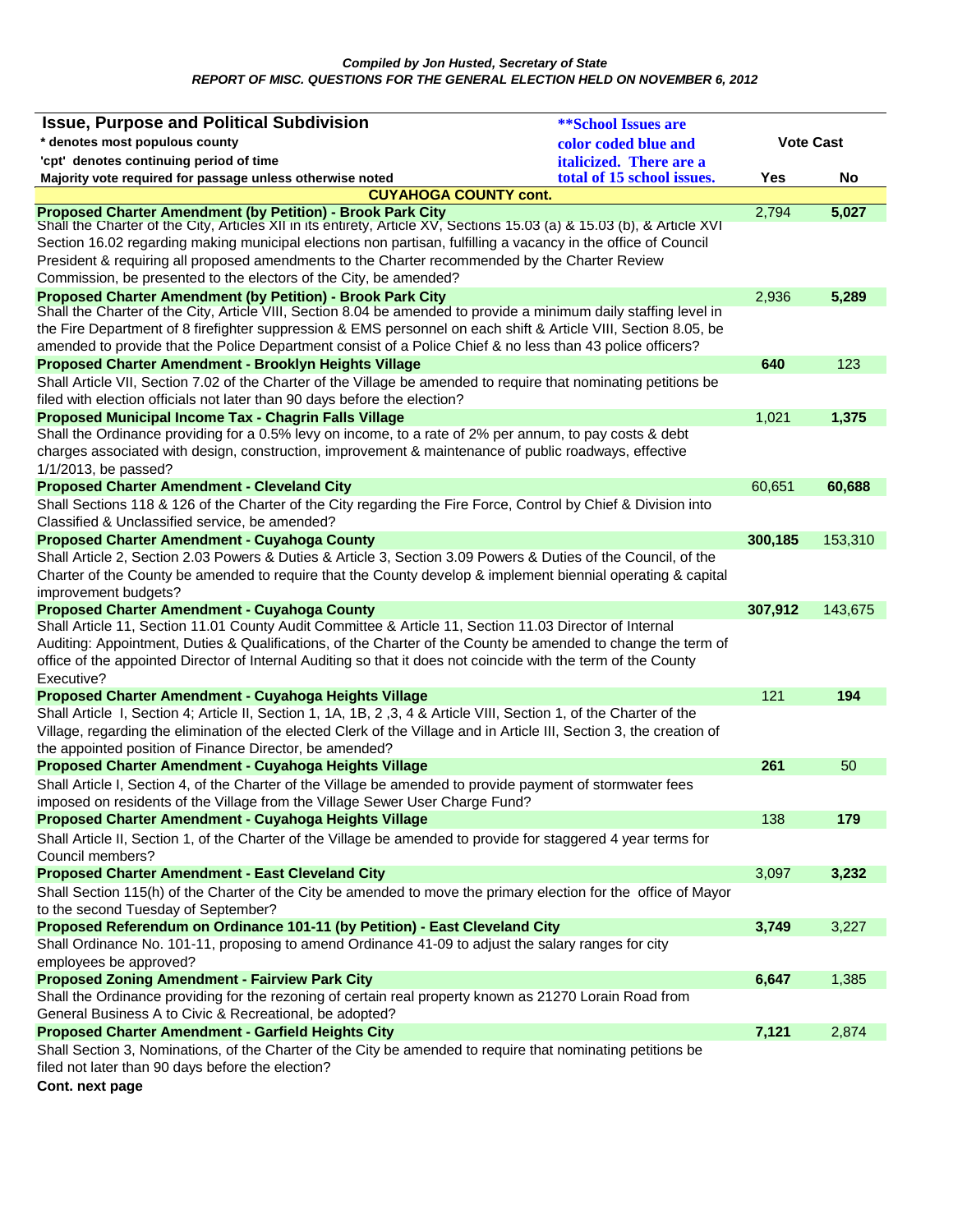*Compiled by Jon Husted, Secretary of State*

***REPORT OF MISC. QUESTIONS FOR THE GENERAL ELECTION HELD ON NOVEMBER 6, 2012***

| Issue, Purpose and Political Subdivision<br>* denotes most populous county<br>'cpt' denotes continuing period of time<br>Majority vote required for passage unless noted otherwise | ***\*\*School Issues are color coded blue and italicized. There are a total of 15 school issues.*** | Vote Cast Yes | No |
|---|---|---|---|
| **CUYAHOGA COUNTY cont.** | | | |
| **Proposed Charter Amendment (by Petition) - Brook Park City**<br>Shall the Charter of the City, Articles XII in its entirety, Article XV, Sections 15.03 (a) & 15.03 (b), & Article XVI Section 16.02 regarding making municipal elections non partisan, fulfilling a vacancy in the office of Council President & requiring all proposed amendments to the Charter recommended by the Charter Review Commission, be presented to the electors of the City, be amended? | | 2,794 | **5,027** |
| **Proposed Charter Amendment (by Petition) - Brook Park City**<br>Shall the Charter of the City, Article VIII, Section 8.04 be amended to provide a minimum daily staffing level in the Fire Department of 8 firefighter suppression & EMS personnel on each shift & Article VIII, Section 8.05, be amended to provide that the Police Department consist of a Police Chief & no less than 43 police officers? | | 2,936 | **5,289** |
| **Proposed Charter Amendment - Brooklyn Heights Village**<br>Shall Article VII, Section 7.02 of the Charter of the Village be amended to require that nominating petitions be filed with election officials not later than 90 days before the election? | | **640** | 123 |
| **Proposed Municipal Income Tax - Chagrin Falls Village**<br>Shall the Ordinance providing for a 0.5% levy on income, to a rate of 2% per annum, to pay costs & debt charges associated with design, construction, improvement & maintenance of public roadways, effective 1/1/2013, be passed? | | 1,021 | **1,375** |
| **Proposed Charter Amendment - Cleveland City**<br>Shall Sections 118 & 126 of the Charter of the City regarding the Fire Force, Control by Chief & Division into Classified & Unclassified service, be amended? | | 60,651 | **60,688** |
| **Proposed Charter Amendment - Cuyahoga County**<br>Shall Article 2, Section 2.03 Powers & Duties & Article 3, Section 3.09 Powers & Duties of the Council, of the Charter of the County be amended to require that the County develop & implement biennial operating & capital improvement budgets? | | **300,185** | 153,310 |
| **Proposed Charter Amendment - Cuyahoga County**<br>Shall Article 11, Section 11.01 County Audit Committee & Article 11, Section 11.03 Director of Internal Auditing: Appointment, Duties & Qualifications, of the Charter of the County be amended to change the term of office of the appointed Director of Internal Auditing so that it does not coincide with the term of the County Executive? | | **307,912** | 143,675 |
| **Proposed Charter Amendment - Cuyahoga Heights Village**<br>Shall Article I, Section 4; Article II, Section 1, 1A, 1B, 2 ,3, 4 & Article VIII, Section 1, of the Charter of the Village, regarding the elimination of the elected Clerk of the Village and in Article III, Section 3, the creation of the appointed position of Finance Director, be amended? | | 121 | **194** |
| **Proposed Charter Amendment - Cuyahoga Heights Village**<br>Shall Article I, Section 4, of the Charter of the Village be amended to provide payment of stormwater fees imposed on residents of the Village from the Village Sewer User Charge Fund? | | **261** | 50 |
| **Proposed Charter Amendment - Cuyahoga Heights Village**<br>Shall Article II, Section 1, of the Charter of the Village be amended to provide for staggered 4 year terms for Council members? | | 138 | **179** |
| **Proposed Charter Amendment - East Cleveland City**<br>Shall Section 115(h) of the Charter of the City be amended to move the primary election for the office of Mayor to the second Tuesday of September? | | 3,097 | **3,232** |
| **Proposed Referendum on Ordinance 101-11 (by Petition) - East Cleveland City**<br>Shall Ordinance No. 101-11, proposing to amend Ordinance 41-09 to adjust the salary ranges for city employees be approved? | | **3,749** | 3,227 |
| **Proposed Zoning Amendment - Fairview Park City**<br>Shall the Ordinance providing for the rezoning of certain real property known as 21270 Lorain Road from General Business A to Civic & Recreational, be adopted? | | **6,647** | 1,385 |
| **Proposed Charter Amendment - Garfield Heights City**<br>Shall Section 3, Nominations, of the Charter of the City be amended to require that nominating petitions be filed not later than 90 days before the election? | | **7,121** | 2,874 |

**Cont. next page**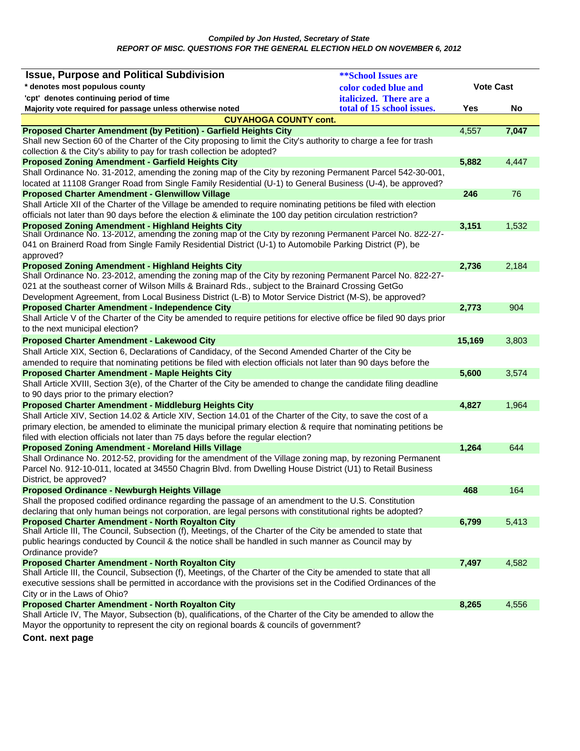*Compiled by Jon Husted, Secretary of State*
*REPORT OF MISC. QUESTIONS FOR THE GENERAL ELECTION HELD ON NOVEMBER 6, 2012*

| Issue, Purpose and Political Subdivision<br>* denotes most populous county<br>'cpt' denotes continuing period of time<br>Majority vote required for passage unless otherwise noted | ***\*\*School Issues are color coded blue and italicized. There are a total of 15 school issues.*** | Vote Cast Yes | No |
|---|---|---|---|
| **CUYAHOGA COUNTY cont.** | | | |
| **Proposed Charter Amendment (by Petition) - Garfield Heights City** | | 4,557 | **7,047** |
| Shall new Section 60 of the Charter of the City proposing to limit the City's authority to charge a fee for trash collection & the City's ability to pay for trash collection be adopted? | | | |
| **Proposed Zoning Amendment - Garfield Heights City** | | **5,882** | 4,447 |
| Shall Ordinance No. 31-2012, amending the zoning map of the City by rezoning Permanent Parcel 542-30-001, located at 11108 Granger Road from Single Family Residential (U-1) to General Business (U-4), be approved? | | | |
| **Proposed Charter Amendment - Glenwillow Village** | | **246** | 76 |
| Shall Article XII of the Charter of the Village be amended to require nominating petitions be filed with election officials not later than 90 days before the election & eliminate the 100 day petition circulation restriction? | | | |
| **Proposed Zoning Amendment - Highland Heights City** | | **3,151** | 1,532 |
| Shall Ordinance No. 13-2012, amending the zoning map of the City by rezoning Permanent Parcel No. 822-27-041 on Brainerd Road from Single Family Residential District (U-1) to Automobile Parking District (P), be approved? | | | |
| **Proposed Zoning Amendment - Highland Heights City** | | **2,736** | 2,184 |
| Shall Ordinance No. 23-2012, amending the zoning map of the City by rezoning Permanent Parcel No. 822-27-021 at the southeast corner of Wilson Mills & Brainard Rds., subject to the Brainard Crossing GetGo Development Agreement, from Local Business District (L-B) to Motor Service District (M-S), be approved? | | | |
| **Proposed Charter Amendment - Independence City** | | **2,773** | 904 |
| Shall Article V of the Charter of the City be amended to require petitions for elective office be filed 90 days prior to the next municipal election? | | | |
| **Proposed Charter Amendment - Lakewood City** | | **15,169** | 3,803 |
| Shall Article XIX, Section 6, Declarations of Candidacy, of the Second Amended Charter of the City be amended to require that nominating petitions be filed with election officials not later than 90 days before the | | | |
| **Proposed Charter Amendment - Maple Heights City** | | **5,600** | 3,574 |
| Shall Article XVIII, Section 3(e), of the Charter of the City be amended to change the candidate filing deadline to 90 days prior to the primary election? | | | |
| **Proposed Charter Amendment - Middleburg Heights City** | | **4,827** | 1,964 |
| Shall Article XIV, Section 14.02 & Article XIV, Section 14.01 of the Charter of the City, to save the cost of a primary election, be amended to eliminate the municipal primary election & require that nominating petitions be filed with election officials not later than 75 days before the regular election? | | | |
| **Proposed Zoning Amendment - Moreland Hills Village** | | **1,264** | 644 |
| Shall Ordinance No. 2012-52, providing for the amendment of the Village zoning map, by rezoning Permanent Parcel No. 912-10-011, located at 34550 Chagrin Blvd. from Dwelling House District (U1) to Retail Business District, be approved? | | | |
| **Proposed Ordinance - Newburgh Heights Village** | | **468** | 164 |
| Shall the proposed codified ordinance regarding the passage of an amendment to the U.S. Constitution declaring that only human beings not corporation, are legal persons with constitutional rights be adopted? | | | |
| **Proposed Charter Amendment - North Royalton City** | | **6,799** | 5,413 |
| Shall Article III, The Council, Subsection (f), Meetings, of the Charter of the City be amended to state that public hearings conducted by Council & the notice shall be handled in such manner as Council may by Ordinance provide? | | | |
| **Proposed Charter Amendment - North Royalton City** | | **7,497** | 4,582 |
| Shall Article III, the Council, Subsection (f), Meetings, of the Charter of the City be amended to state that all executive sessions shall be permitted in accordance with the provisions set in the Codified Ordinances of the City or in the Laws of Ohio? | | | |
| **Proposed Charter Amendment - North Royalton City** | | **8,265** | 4,556 |
| Shall Article IV, The Mayor, Subsection (b), qualifications, of the Charter of the City be amended to allow the Mayor the opportunity to represent the city on regional boards & councils of government? | | | |

**Cont. next page**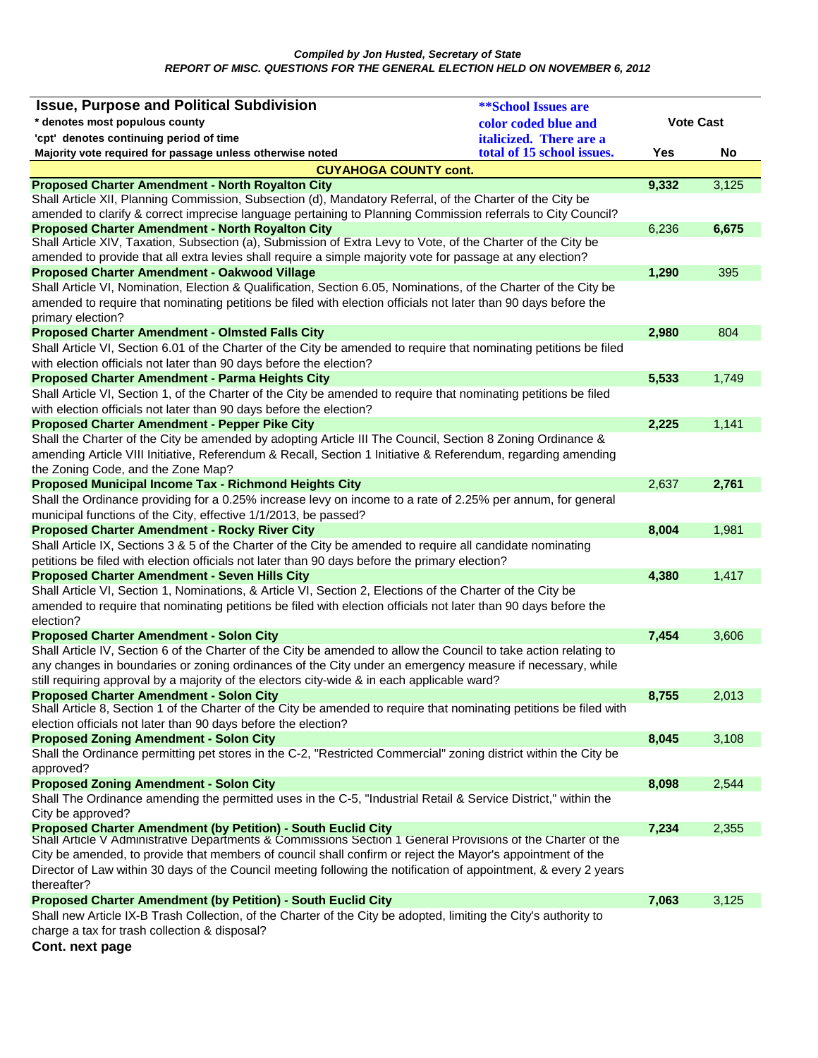*Compiled by Jon Husted, Secretary of State*

***REPORT OF MISC. QUESTIONS FOR THE GENERAL ELECTION HELD ON NOVEMBER 6, 2012***

| **Issue, Purpose and Political Subdivision**<br>* denotes most populous county<br>'cpt' denotes continuing period of time<br>Majority vote required for passage unless noted | ***\*\*School Issues are color coded blue and italicized. There are a total of 15 school issues.*** | **Vote Cast** | |
|---|---|---|---|
| | | **Yes** | **No** |
| **CUYAHOGA COUNTY cont.** | | | |
| **Proposed Charter Amendment - North Royalton City** | | **9,332** | 3,125 |
| Shall Article XII, Planning Commission, Subsection (d), Mandatory Referral, of the Charter of the City be amended to clarify & correct imprecise language pertaining to Planning Commission referrals to City Council? | | | |
| **Proposed Charter Amendment - North Royalton City** | | 6,236 | **6,675** |
| Shall Article XIV, Taxation, Subsection (a), Submission of Extra Levy to Vote, of the Charter of the City be amended to provide that all extra levies shall require a simple majority vote for passage at any election? | | | |
| **Proposed Charter Amendment - Oakwood Village** | | **1,290** | 395 |
| Shall Article VI, Nomination, Election & Qualification, Section 6.05, Nominations, of the Charter of the City be amended to require that nominating petitions be filed with election officials not later than 90 days before the primary election? | | | |
| **Proposed Charter Amendment - Olmsted Falls City** | | **2,980** | 804 |
| Shall Article VI, Section 6.01 of the Charter of the City be amended to require that nominating petitions be filed with election officials not later than 90 days before the election? | | | |
| **Proposed Charter Amendment - Parma Heights City** | | **5,533** | 1,749 |
| Shall Article VI, Section 1, of the Charter of the City be amended to require that nominating petitions be filed with election officials not later than 90 days before the election? | | | |
| **Proposed Charter Amendment - Pepper Pike City** | | **2,225** | 1,141 |
| Shall the Charter of the City be amended by adopting Article III The Council, Section 8 Zoning Ordinance & amending Article VIII Initiative, Referendum & Recall, Section 1 Initiative & Referendum, regarding amending the Zoning Code, and the Zone Map? | | | |
| **Proposed Municipal Income Tax - Richmond Heights City** | | 2,637 | **2,761** |
| Shall the Ordinance providing for a 0.25% increase levy on income to a rate of 2.25% per annum, for general municipal functions of the City, effective 1/1/2013, be passed? | | | |
| **Proposed Charter Amendment - Rocky River City** | | **8,004** | 1,981 |
| Shall Article IX, Sections 3 & 5 of the Charter of the City be amended to require all candidate nominating petitions be filed with election officials not later than 90 days before the primary election? | | | |
| **Proposed Charter Amendment - Seven Hills City** | | **4,380** | 1,417 |
| Shall Article VI, Section 1, Nominations, & Article VI, Section 2, Elections of the Charter of the City be amended to require that nominating petitions be filed with election officials not later than 90 days before the election? | | | |
| **Proposed Charter Amendment - Solon City** | | **7,454** | 3,606 |
| Shall Article IV, Section 6 of the Charter of the City be amended to allow the Council to take action relating to any changes in boundaries or zoning ordinances of the City under an emergency measure if necessary, while still requiring approval by a majority of the electors city-wide & in each applicable ward? | | | |
| **Proposed Charter Amendment - Solon City** | | **8,755** | 2,013 |
| Shall Article 8, Section 1 of the Charter of the City be amended to require that nominating petitions be filed with election officials not later than 90 days before the election? | | | |
| **Proposed Zoning Amendment - Solon City** | | **8,045** | 3,108 |
| Shall the Ordinance permitting pet stores in the C-2, "Restricted Commercial" zoning district within the City be approved? | | | |
| **Proposed Zoning Amendment - Solon City** | | **8,098** | 2,544 |
| Shall The Ordinance amending the permitted uses in the C-5, "Industrial Retail & Service District," within the City be approved? | | | |
| **Proposed Charter Amendment (by Petition) - South Euclid City** | | **7,234** | 2,355 |
| Shall Article V Administrative Departments & Commissions Section 1 General Provisions of the Charter of the City be amended, to provide that members of council shall confirm or reject the Mayor's appointment of the Director of Law within 30 days of the Council meeting following the notification of appointment, & every 2 years thereafter? | | | |
| **Proposed Charter Amendment (by Petition) - South Euclid City** | | **7,063** | 3,125 |
| Shall new Article IX-B Trash Collection, of the Charter of the City be adopted, limiting the City's authority to charge a tax for trash collection & disposal? | | | |

**Cont. next page**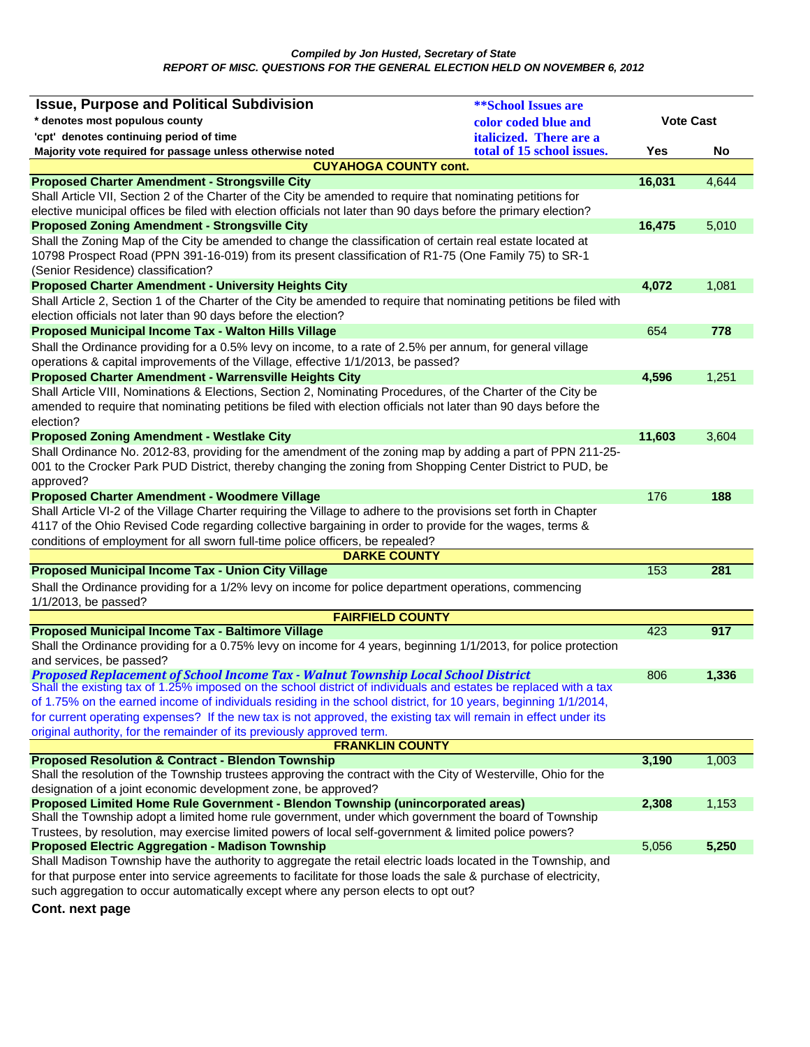*Compiled by Jon Husted, Secretary of State*
***REPORT OF MISC. QUESTIONS FOR THE GENERAL ELECTION HELD ON NOVEMBER 6, 2012***

| **Issue, Purpose and Political Subdivision**<br>* denotes most populous county<br>'cpt' denotes continuing period of time<br>Majority vote required for passage unless otherwise noted | ***\*\*School Issues are color coded blue and italicized. There are a total of 15 school issues.*** | **Vote Cast Yes** | **Vote Cast No** |
|---|---|---|---|
| **CUYAHOGA COUNTY cont.** | | | |
| **Proposed Charter Amendment - Strongsville City** | | **16,031** | 4,644 |
| Shall Article VII, Section 2 of the Charter of the City be amended to require that nominating petitions for elective municipal offices be filed with election officials not later than 90 days before the primary election? | | | |
| **Proposed Zoning Amendment - Strongsville City** | | **16,475** | 5,010 |
| Shall the Zoning Map of the City be amended to change the classification of certain real estate located at 10798 Prospect Road (PPN 391-16-019) from its present classification of R1-75 (One Family 75) to SR-1 (Senior Residence) classification? | | | |
| **Proposed Charter Amendment - University Heights City** | | **4,072** | 1,081 |
| Shall Article 2, Section 1 of the Charter of the City be amended to require that nominating petitions be filed with election officials not later than 90 days before the election? | | | |
| **Proposed Municipal Income Tax - Walton Hills Village** | | 654 | **778** |
| Shall the Ordinance providing for a 0.5% levy on income, to a rate of 2.5% per annum, for general village operations & capital improvements of the Village, effective 1/1/2013, be passed? | | | |
| **Proposed Charter Amendment - Warrensville Heights City** | | **4,596** | 1,251 |
| Shall Article VIII, Nominations & Elections, Section 2, Nominating Procedures, of the Charter of the City be amended to require that nominating petitions be filed with election officials not later than 90 days before the election? | | | |
| **Proposed Zoning Amendment - Westlake City** | | **11,603** | 3,604 |
| Shall Ordinance No. 2012-83, providing for the amendment of the zoning map by adding a part of PPN 211-25-001 to the Crocker Park PUD District, thereby changing the zoning from Shopping Center District to PUD, be approved? | | | |
| **Proposed Charter Amendment - Woodmere Village** | | 176 | **188** |
| Shall Article VI-2 of the Village Charter requiring the Village to adhere to the provisions set forth in Chapter 4117 of the Ohio Revised Code regarding collective bargaining in order to provide for the wages, terms & conditions of employment for all sworn full-time police officers, be repealed? | | | |
| **DARKE COUNTY** | | | |
| **Proposed Municipal Income Tax - Union City Village** | | 153 | **281** |
| Shall the Ordinance providing for a 1/2% levy on income for police department operations, commencing 1/1/2013, be passed? | | | |
| **FAIRFIELD COUNTY** | | | |
| **Proposed Municipal Income Tax - Baltimore Village** | | 423 | **917** |
| Shall the Ordinance providing for a 0.75% levy on income for 4 years, beginning 1/1/2013, for police protection and services, be passed? | | | |
| ***Proposed Replacement of School Income Tax - Walnut Township Local School District*** | | 806 | **1,336** |
| Shall the existing tax of 1.25% imposed on the school district of individuals and estates be replaced with a tax of 1.75% on the earned income of individuals residing in the school district, for 10 years, beginning 1/1/2014, for current operating expenses? If the new tax is not approved, the existing tax will remain in effect under its original authority, for the remainder of its previously approved term. | | | |
| **FRANKLIN COUNTY** | | | |
| **Proposed Resolution & Contract - Blendon Township** | | **3,190** | 1,003 |
| Shall the resolution of the Township trustees approving the contract with the City of Westerville, Ohio for the designation of a joint economic development zone, be approved? | | | |
| **Proposed Limited Home Rule Government - Blendon Township (unincorporated areas)** | | **2,308** | 1,153 |
| Shall the Township adopt a limited home rule government, under which government the board of Township Trustees, by resolution, may exercise limited powers of local self-government & limited police powers? | | | |
| **Proposed Electric Aggregation - Madison Township** | | 5,056 | **5,250** |
| Shall Madison Township have the authority to aggregate the retail electric loads located in the Township, and for that purpose enter into service agreements to facilitate for those loads the sale & purchase of electricity, such aggregation to occur automatically except where any person elects to opt out? | | | |

**Cont. next page**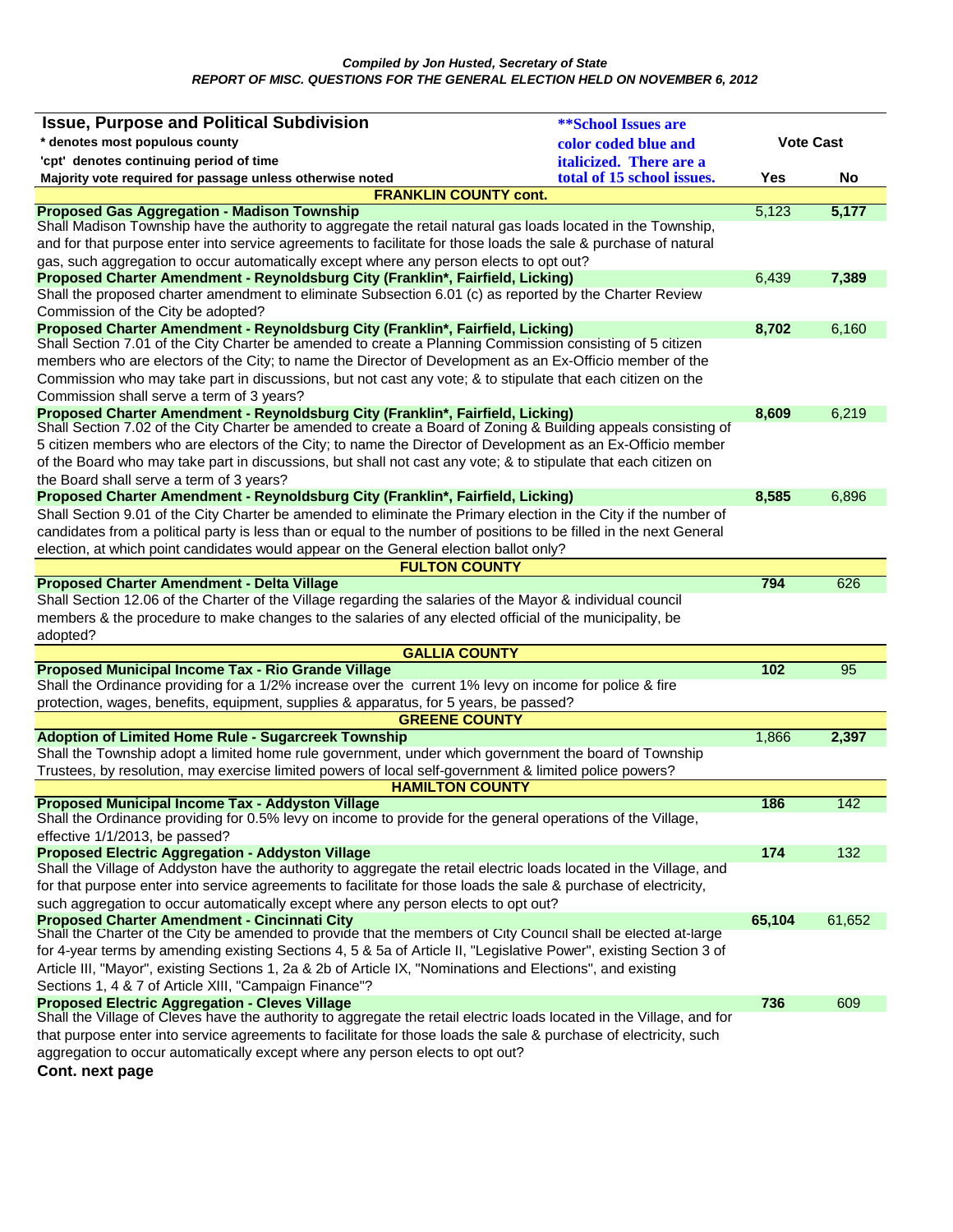*Compiled by Jon Husted, Secretary of State*

*REPORT OF MISC. QUESTIONS FOR THE GENERAL ELECTION HELD ON NOVEMBER 6, 2012*

| Issue, Purpose and Political Subdivision<br>* denotes most populous county<br>'cpt' denotes continuing period of time<br>Majority vote required for passage unless noted otherwise | **School Issues are color coded blue and italicized. There are a total of 15 school issues. | Vote Cast Yes | Vote Cast No |
|---|---|---|---|
| **FRANKLIN COUNTY cont.** | | | |
| **Proposed Gas Aggregation - Madison Township**<br>Shall Madison Township have the authority to aggregate the retail natural gas loads located in the Township, and for that purpose enter into service agreements to facilitate for those loads the sale & purchase of natural gas, such aggregation to occur automatically except where any person elects to opt out? | | 5,123 | **5,177** |
| **Proposed Charter Amendment - Reynoldsburg City (Franklin*, Fairfield, Licking)**<br>Shall the proposed charter amendment to eliminate Subsection 6.01 (c) as reported by the Charter Review Commission of the City be adopted? | | 6,439 | **7,389** |
| **Proposed Charter Amendment - Reynoldsburg City (Franklin*, Fairfield, Licking)**<br>Shall Section 7.01 of the City Charter be amended to create a Planning Commission consisting of 5 citizen members who are electors of the City; to name the Director of Development as an Ex-Officio member of the Commission who may take part in discussions, but not cast any vote; & to stipulate that each citizen on the Commission shall serve a term of 3 years? | | **8,702** | 6,160 |
| **Proposed Charter Amendment - Reynoldsburg City (Franklin*, Fairfield, Licking)**<br>Shall Section 7.02 of the City Charter be amended to create a Board of Zoning & Building appeals consisting of 5 citizen members who are electors of the City; to name the Director of Development as an Ex-Officio member of the Board who may take part in discussions, but shall not cast any vote; & to stipulate that each citizen on the Board shall serve a term of 3 years? | | **8,609** | 6,219 |
| **Proposed Charter Amendment - Reynoldsburg City (Franklin*, Fairfield, Licking)**<br>Shall Section 9.01 of the City Charter be amended to eliminate the Primary election in the City if the number of candidates from a political party is less than or equal to the number of positions to be filled in the next General election, at which point candidates would appear on the General election ballot only? | | **8,585** | 6,896 |
| **FULTON COUNTY** | | | |
| **Proposed Charter Amendment - Delta Village**<br>Shall Section 12.06 of the Charter of the Village regarding the salaries of the Mayor & individual council members & the procedure to make changes to the salaries of any elected official of the municipality, be adopted? | | **794** | 626 |
| **GALLIA COUNTY** | | | |
| **Proposed Municipal Income Tax - Rio Grande Village**<br>Shall the Ordinance providing for a 1/2% increase over the current 1% levy on income for police & fire protection, wages, benefits, equipment, supplies & apparatus, for 5 years, be passed? | | **102** | 95 |
| **GREENE COUNTY** | | | |
| **Adoption of Limited Home Rule - Sugarcreek Township**<br>Shall the Township adopt a limited home rule government, under which government the board of Township Trustees, by resolution, may exercise limited powers of local self-government & limited police powers? | | 1,866 | **2,397** |
| **HAMILTON COUNTY** | | | |
| **Proposed Municipal Income Tax - Addyston Village**<br>Shall the Ordinance providing for 0.5% levy on income to provide for the general operations of the Village, effective 1/1/2013, be passed? | | **186** | 142 |
| **Proposed Electric Aggregation - Addyston Village**<br>Shall the Village of Addyston have the authority to aggregate the retail electric loads located in the Village, and for that purpose enter into service agreements to facilitate for those loads the sale & purchase of electricity, such aggregation to occur automatically except where any person elects to opt out? | | **174** | 132 |
| **Proposed Charter Amendment - Cincinnati City**<br>Shall the Charter of the City be amended to provide that the members of City Council shall be elected at-large for 4-year terms by amending existing Sections 4, 5 & 5a of Article II, "Legislative Power", existing Section 3 of Article III, "Mayor", existing Sections 1, 2a & 2b of Article IX, "Nominations and Elections", and existing Sections 1, 4 & 7 of Article XIII, "Campaign Finance"? | | **65,104** | 61,652 |
| **Proposed Electric Aggregation - Cleves Village**<br>Shall the Village of Cleves have the authority to aggregate the retail electric loads located in the Village, and for that purpose enter into service agreements to facilitate for those loads the sale & purchase of electricity, such aggregation to occur automatically except where any person elects to opt out? | | **736** | 609 |

**Cont. next page**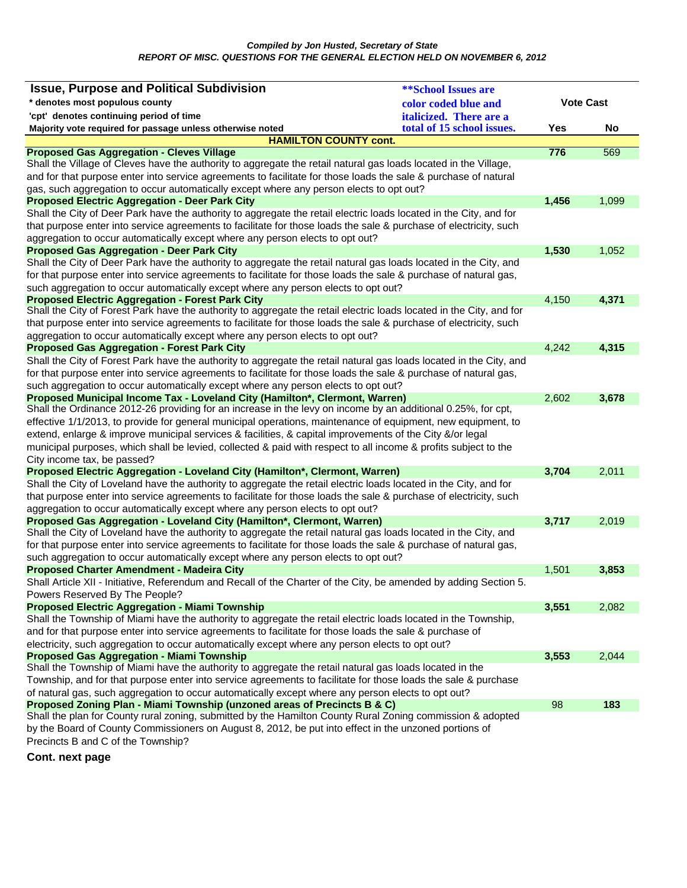*Compiled by Jon Husted, Secretary of State*

***REPORT OF MISC. QUESTIONS FOR THE GENERAL ELECTION HELD ON NOVEMBER 6, 2012***

| Issue, Purpose and Political Subdivision<br>* denotes most populous county<br>'cpt' denotes continuing period of time<br>Majority vote required for passage unless otherwise noted | **School Issues are color coded blue and italicized. There are a total of 15 school issues. | Vote Cast | |
|---|---|---|---|
| | | **Yes** | **No** |
| **HAMILTON COUNTY cont.** | | | |
| **Proposed Gas Aggregation - Cleves Village** | | **776** | 569 |
| Shall the Village of Cleves have the authority to aggregate the retail natural gas loads located in the Village, and for that purpose enter into service agreements to facilitate for those loads the sale & purchase of natural gas, such aggregation to occur automatically except where any person elects to opt out? | | | |
| **Proposed Electric Aggregation - Deer Park City** | | **1,456** | 1,099 |
| Shall the City of Deer Park have the authority to aggregate the retail electric loads located in the City, and for that purpose enter into service agreements to facilitate for those loads the sale & purchase of electricity, such aggregation to occur automatically except where any person elects to opt out? | | | |
| **Proposed Gas Aggregation - Deer Park City** | | **1,530** | 1,052 |
| Shall the City of Deer Park have the authority to aggregate the retail natural gas loads located in the City, and for that purpose enter into service agreements to facilitate for those loads the sale & purchase of natural gas, such aggregation to occur automatically except where any person elects to opt out? | | | |
| **Proposed Electric Aggregation - Forest Park City** | | 4,150 | **4,371** |
| Shall the City of Forest Park have the authority to aggregate the retail electric loads located in the City, and for that purpose enter into service agreements to facilitate for those loads the sale & purchase of electricity, such aggregation to occur automatically except where any person elects to opt out? | | | |
| **Proposed Gas Aggregation - Forest Park City** | | 4,242 | **4,315** |
| Shall the City of Forest Park have the authority to aggregate the retail natural gas loads located in the City, and for that purpose enter into service agreements to facilitate for those loads the sale & purchase of natural gas, such aggregation to occur automatically except where any person elects to opt out? | | | |
| **Proposed Municipal Income Tax - Loveland City (Hamilton*, Clermont, Warren)** | | 2,602 | **3,678** |
| Shall the Ordinance 2012-26 providing for an increase in the levy on income by an additional 0.25%, for cpt, effective 1/1/2013, to provide for general municipal operations, maintenance of equipment, new equipment, to extend, enlarge & improve municipal services & facilities, & capital improvements of the City &/or legal municipal purposes, which shall be levied, collected & paid with respect to all income & profits subject to the City income tax, be passed? | | | |
| **Proposed Electric Aggregation - Loveland City (Hamilton*, Clermont, Warren)** | | **3,704** | 2,011 |
| Shall the City of Loveland have the authority to aggregate the retail electric loads located in the City, and for that purpose enter into service agreements to facilitate for those loads the sale & purchase of electricity, such aggregation to occur automatically except where any person elects to opt out? | | | |
| **Proposed Gas Aggregation - Loveland City (Hamilton*, Clermont, Warren)** | | **3,717** | 2,019 |
| Shall the City of Loveland have the authority to aggregate the retail natural gas loads located in the City, and for that purpose enter into service agreements to facilitate for those loads the sale & purchase of natural gas, such aggregation to occur automatically except where any person elects to opt out? | | | |
| **Proposed Charter Amendment - Madeira City** | | 1,501 | **3,853** |
| Shall Article XII - Initiative, Referendum and Recall of the Charter of the City, be amended by adding Section 5. Powers Reserved By The People? | | | |
| **Proposed Electric Aggregation - Miami Township** | | **3,551** | 2,082 |
| Shall the Township of Miami have the authority to aggregate the retail electric loads located in the Township, and for that purpose enter into service agreements to facilitate for those loads the sale & purchase of electricity, such aggregation to occur automatically except where any person elects to opt out? | | | |
| **Proposed Gas Aggregation - Miami Township** | | **3,553** | 2,044 |
| Shall the Township of Miami have the authority to aggregate the retail natural gas loads located in the Township, and for that purpose enter into service agreements to facilitate for those loads the sale & purchase of natural gas, such aggregation to occur automatically except where any person elects to opt out? | | | |
| **Proposed Zoning Plan - Miami Township (unzoned areas of Precincts B & C)** | | 98 | **183** |
| Shall the plan for County rural zoning, submitted by the Hamilton County Rural Zoning commission & adopted by the Board of County Commissioners on August 8, 2012, be put into effect in the unzoned portions of Precincts B and C of the Township? | | | |

**Cont. next page**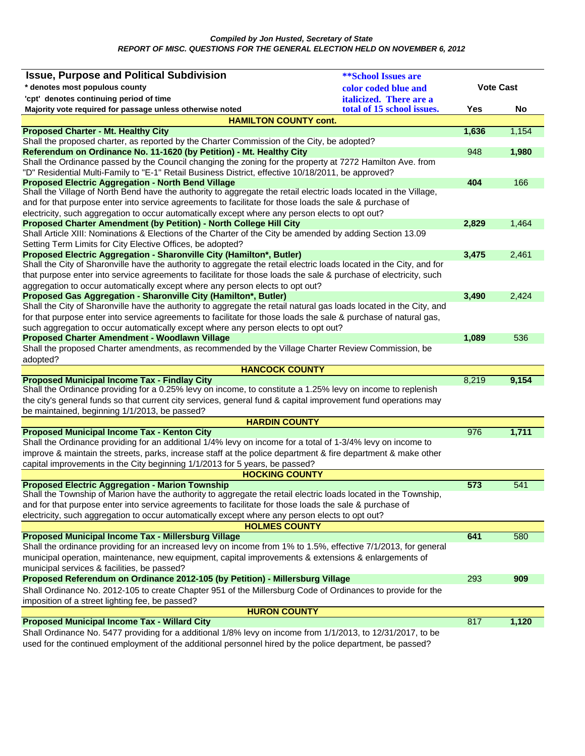*Compiled by Jon Husted, Secretary of State*

*REPORT OF MISC. QUESTIONS FOR THE GENERAL ELECTION HELD ON NOVEMBER 6, 2012*

| Issue, Purpose and Political Subdivision<br>* denotes most populous county<br>'cpt' denotes continuing period of time<br>Majority vote required for passage unless noted | **School Issues are color coded blue and italicized. There are a total of 15 school issues. | Vote Cast Yes | Vote Cast No |
|---|---|---|---|
| **HAMILTON COUNTY cont.** | | | |
| **Proposed Charter - Mt. Healthy City** | | **1,636** | 1,154 |
| Shall the proposed charter, as reported by the Charter Commission of the City, be adopted? | | | |
| **Referendum on Ordinance No. 11-1620 (by Petition) - Mt. Healthy City** | | 948 | **1,980** |
| Shall the Ordinance passed by the Council changing the zoning for the property at 7272 Hamilton Ave. from "D" Residential Multi-Family to "E-1" Retail Business District, effective 10/18/2011, be approved? | | | |
| **Proposed Electric Aggregation - North Bend Village** | | **404** | 166 |
| Shall the Village of North Bend have the authority to aggregate the retail electric loads located in the Village, and for that purpose enter into service agreements to facilitate for those loads the sale & purchase of electricity, such aggregation to occur automatically except where any person elects to opt out? | | | |
| **Proposed Charter Amendment (by Petition) - North College Hill City** | | **2,829** | 1,464 |
| Shall Article XIII: Nominations & Elections of the Charter of the City be amended by adding Section 13.09 Setting Term Limits for City Elective Offices, be adopted? | | | |
| **Proposed Electric Aggregation - Sharonville City (Hamilton*, Butler)** | | **3,475** | 2,461 |
| Shall the City of Sharonville have the authority to aggregate the retail electric loads located in the City, and for that purpose enter into service agreements to facilitate for those loads the sale & purchase of electricity, such aggregation to occur automatically except where any person elects to opt out? | | | |
| **Proposed Gas Aggregation - Sharonville City (Hamilton*, Butler)** | | **3,490** | 2,424 |
| Shall the City of Sharonville have the authority to aggregate the retail natural gas loads located in the City, and for that purpose enter into service agreements to facilitate for those loads the sale & purchase of natural gas, such aggregation to occur automatically except where any person elects to opt out? | | | |
| **Proposed Charter Amendment - Woodlawn Village** | | **1,089** | 536 |
| Shall the proposed Charter amendments, as recommended by the Village Charter Review Commission, be adopted? | | | |
| **HANCOCK COUNTY** | | | |
| **Proposed Municipal Income Tax - Findlay City** | | 8,219 | **9,154** |
| Shall the Ordinance providing for a 0.25% levy on income, to constitute a 1.25% levy on income to replenish the city's general funds so that current city services, general fund & capital improvement fund operations may be maintained, beginning 1/1/2013, be passed? | | | |
| **HARDIN COUNTY** | | | |
| **Proposed Municipal Income Tax - Kenton City** | | 976 | **1,711** |
| Shall the Ordinance providing for an additional 1/4% levy on income for a total of 1-3/4% levy on income to improve & maintain the streets, parks, increase staff at the police department & fire department & make other capital improvements in the City beginning 1/1/2013 for 5 years, be passed? | | | |
| **HOCKING COUNTY** | | | |
| **Proposed Electric Aggregation - Marion Township** | | **573** | 541 |
| Shall the Township of Marion have the authority to aggregate the retail electric loads located in the Township, and for that purpose enter into service agreements to facilitate for those loads the sale & purchase of electricity, such aggregation to occur automatically except where any person elects to opt out? | | | |
| **HOLMES COUNTY** | | | |
| **Proposed Municipal Income Tax - Millersburg Village** | | **641** | 580 |
| Shall the ordinance providing for an increased levy on income from 1% to 1.5%, effective 7/1/2013, for general municipal operation, maintenance, new equipment, capital improvements & extensions & enlargements of municipal services & facilities, be passed? | | | |
| **Proposed Referendum on Ordinance 2012-105 (by Petition) - Millersburg Village** | | 293 | **909** |
| Shall Ordinance No. 2012-105 to create Chapter 951 of the Millersburg Code of Ordinances to provide for the imposition of a street lighting fee, be passed? | | | |
| **HURON COUNTY** | | | |
| **Proposed Municipal Income Tax - Willard City** | | 817 | **1,120** |
| Shall Ordinance No. 5477 providing for a additional 1/8% levy on income from 1/1/2013, to 12/31/2017, to be used for the continued employment of the additional personnel hired by the police department, be passed? | | | |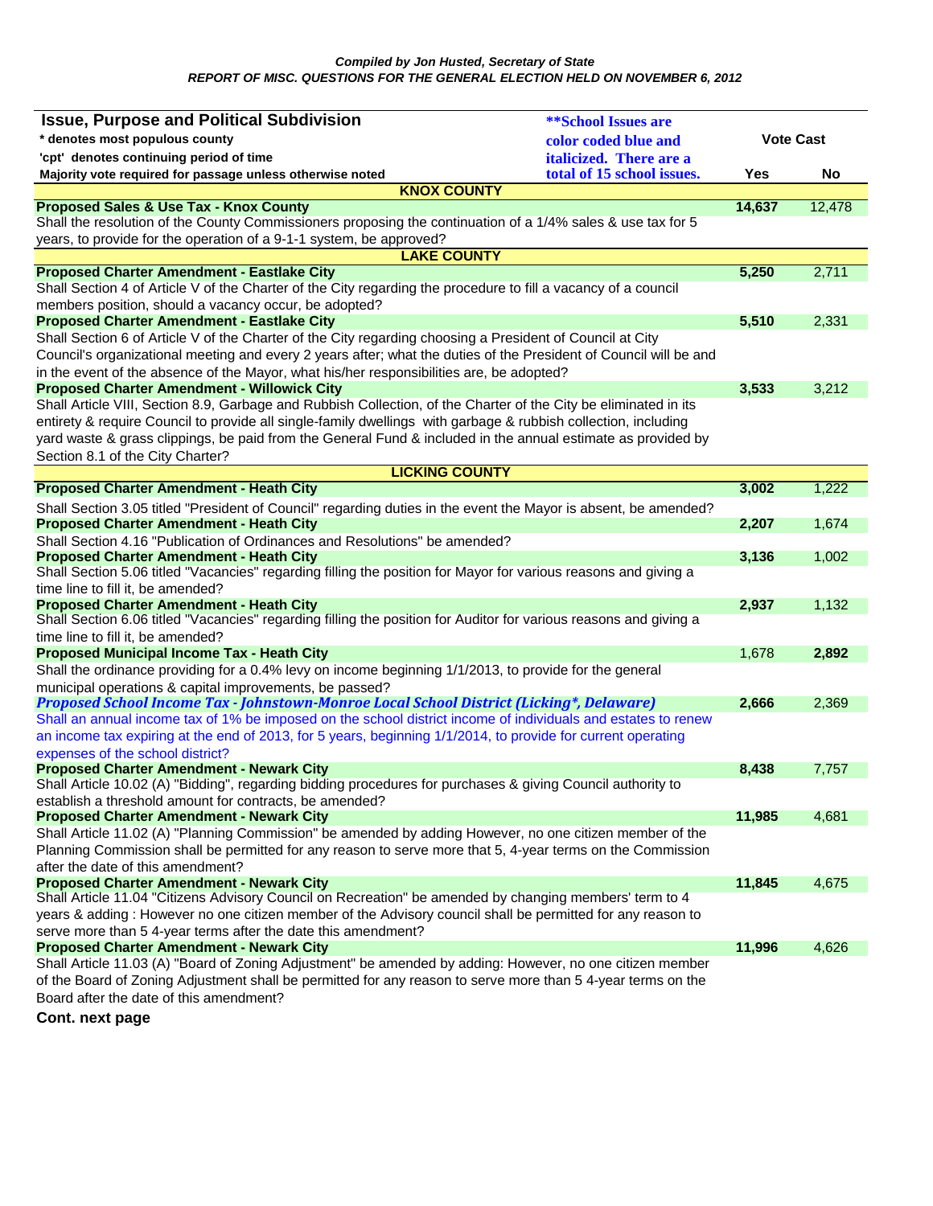*Compiled by Jon Husted, Secretary of State*

***REPORT OF MISC. QUESTIONS FOR THE GENERAL ELECTION HELD ON NOVEMBER 6, 2012***

| Issue, Purpose and Political Subdivision<br>* denotes most populous county<br>'cpt' denotes continuing period of time<br>Majority vote required for passage unless otherwise noted | ***School Issues are color coded blue and italicized. There are a total of 15 school issues.** | Vote Cast | |
|---|---|---|---|
| | | **Yes** | **No** |
| **KNOX COUNTY** | | | |
| **Proposed Sales & Use Tax - Knox County** | | **14,637** | 12,478 |
| Shall the resolution of the County Commissioners proposing the continuation of a 1/4% sales & use tax for 5 years, to provide for the operation of a 9-1-1 system, be approved? | | | |
| **LAKE COUNTY** | | | |
| **Proposed Charter Amendment - Eastlake City** | | **5,250** | 2,711 |
| Shall Section 4 of Article V of the Charter of the City regarding the procedure to fill a vacancy of a council members position, should a vacancy occur, be adopted? | | | |
| **Proposed Charter Amendment - Eastlake City** | | **5,510** | 2,331 |
| Shall Section 6 of Article V of the Charter of the City regarding choosing a President of Council at City Council's organizational meeting and every 2 years after; what the duties of the President of Council will be and in the event of the absence of the Mayor, what his/her responsibilities are, be adopted? | | | |
| **Proposed Charter Amendment - Willowick City** | | **3,533** | 3,212 |
| Shall Article VIII, Section 8.9, Garbage and Rubbish Collection, of the Charter of the City be eliminated in its entirety & require Council to provide all single-family dwellings with garbage & rubbish collection, including yard waste & grass clippings, be paid from the General Fund & included in the annual estimate as provided by Section 8.1 of the City Charter? | | | |
| **LICKING COUNTY** | | | |
| **Proposed Charter Amendment - Heath City** | | **3,002** | 1,222 |
| Shall Section 3.05 titled "President of Council" regarding duties in the event the Mayor is absent, be amended? | | | |
| **Proposed Charter Amendment - Heath City** | | **2,207** | 1,674 |
| Shall Section 4.16 "Publication of Ordinances and Resolutions" be amended? | | | |
| **Proposed Charter Amendment - Heath City** | | **3,136** | 1,002 |
| Shall Section 5.06 titled "Vacancies" regarding filling the position for Mayor for various reasons and giving a time line to fill it, be amended? | | | |
| **Proposed Charter Amendment - Heath City** | | **2,937** | 1,132 |
| Shall Section 6.06 titled "Vacancies" regarding filling the position for Auditor for various reasons and giving a time line to fill it, be amended? | | | |
| **Proposed Municipal Income Tax - Heath City** | | 1,678 | **2,892** |
| Shall the ordinance providing for a 0.4% levy on income beginning 1/1/2013, to provide for the general municipal operations & capital improvements, be passed? | | | |
| ***Proposed School Income Tax - Johnstown-Monroe Local School District (Licking*, Delaware)*** | | **2,666** | 2,369 |
| *Shall an annual income tax of 1% be imposed on the school district income of individuals and estates to renew an income tax expiring at the end of 2013, for 5 years, beginning 1/1/2014, to provide for current operating expenses of the school district?* | | | |
| **Proposed Charter Amendment - Newark City** | | **8,438** | 7,757 |
| Shall Article 10.02 (A) "Bidding", regarding bidding procedures for purchases & giving Council authority to establish a threshold amount for contracts, be amended? | | | |
| **Proposed Charter Amendment - Newark City** | | **11,985** | 4,681 |
| Shall Article 11.02 (A) "Planning Commission" be amended by adding However, no one citizen member of the Planning Commission shall be permitted for any reason to serve more that 5, 4-year terms on the Commission after the date of this amendment? | | | |
| **Proposed Charter Amendment - Newark City** | | **11,845** | 4,675 |
| Shall Article 11.04 "Citizens Advisory Council on Recreation" be amended by changing members' term to 4 years & adding : However no one citizen member of the Advisory council shall be permitted for any reason to serve more than 5 4-year terms after the date this amendment? | | | |
| **Proposed Charter Amendment - Newark City** | | **11,996** | 4,626 |
| Shall Article 11.03 (A) "Board of Zoning Adjustment" be amended by adding: However, no one citizen member of the Board of Zoning Adjustment shall be permitted for any reason to serve more than 5 4-year terms on the Board after the date of this amendment? | | | |

**Cont. next page**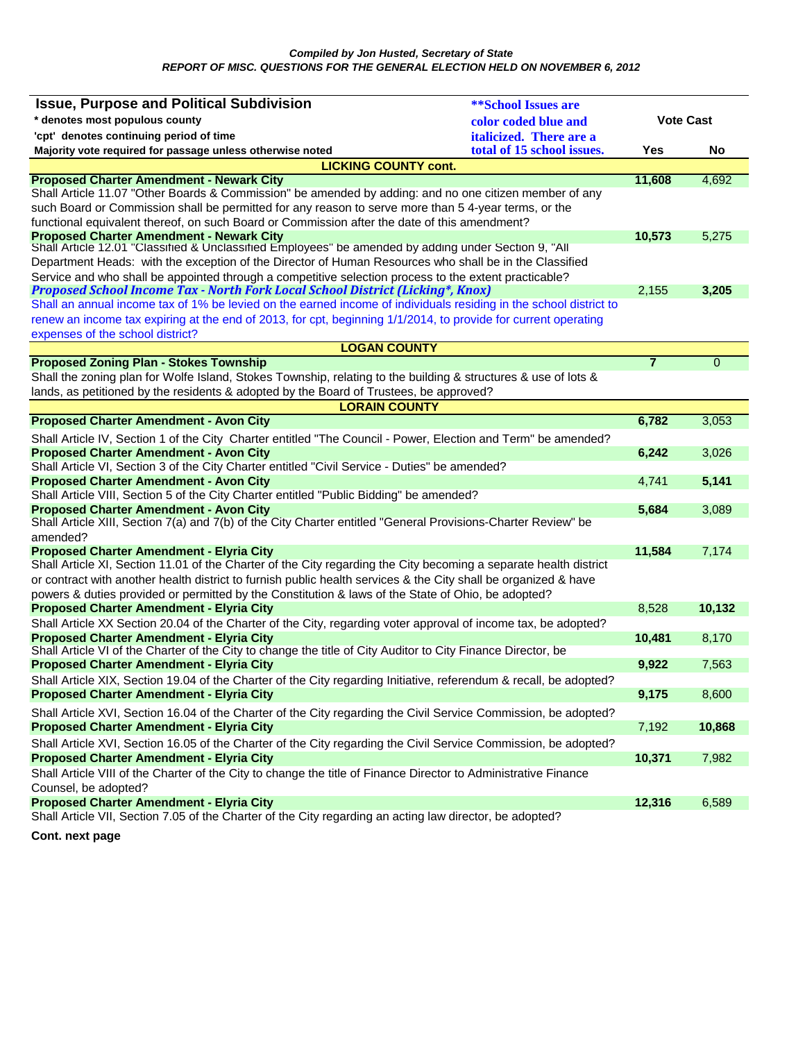***Compiled by Jon Husted, Secretary of State***
***REPORT OF MISC. QUESTIONS FOR THE GENERAL ELECTION HELD ON NOVEMBER 6, 2012***

| Issue, Purpose and Political Subdivision<br>\* denotes most populous county<br>'cpt' denotes continuing period of time<br>Majority vote required for passage unless otherwise noted | ***\*\*School Issues are color coded blue and italicized. There are a total of 15 school issues.*** | Vote Cast | |
|---|---|---|---|
| | | **Yes** | **No** |
| **LICKING COUNTY cont.** | | | |
| **Proposed Charter Amendment - Newark City** | | **11,608** | 4,692 |
| Shall Article 11.07 "Other Boards & Commission" be amended by adding: and no one citizen member of any such Board or Commission shall be permitted for any reason to serve more than 5 4-year terms, or the functional equivalent thereof, on such Board or Commission after the date of this amendment? | | | |
| **Proposed Charter Amendment - Newark City** | | **10,573** | 5,275 |
| Shall Article 12.01 "Classified & Unclassified Employees" be amended by adding under Section 9, "All Department Heads: with the exception of the Director of Human Resources who shall be in the Classified Service and who shall be appointed through a competitive selection process to the extent practicable? | | | |
| ***Proposed School Income Tax - North Fork Local School District (Licking\*, Knox)*** | | 2,155 | **3,205** |
| *Shall an annual income tax of 1% be levied on the earned income of individuals residing in the school district to renew an income tax expiring at the end of 2013, for cpt, beginning 1/1/2014, to provide for current operating expenses of the school district?* | | | |
| **LOGAN COUNTY** | | | |
| **Proposed Zoning Plan - Stokes Township** | | **7** | 0 |
| Shall the zoning plan for Wolfe Island, Stokes Township, relating to the building & structures & use of lots & lands, as petitioned by the residents & adopted by the Board of Trustees, be approved? | | | |
| **LORAIN COUNTY** | | | |
| **Proposed Charter Amendment - Avon City** | | **6,782** | 3,053 |
| Shall Article IV, Section 1 of the City Charter entitled "The Council - Power, Election and Term" be amended? | | | |
| **Proposed Charter Amendment - Avon City** | | **6,242** | 3,026 |
| Shall Article VI, Section 3 of the City Charter entitled "Civil Service - Duties" be amended? | | | |
| **Proposed Charter Amendment - Avon City** | | 4,741 | **5,141** |
| Shall Article VIII, Section 5 of the City Charter entitled "Public Bidding" be amended? | | | |
| **Proposed Charter Amendment - Avon City** | | **5,684** | 3,089 |
| Shall Article XIII, Section 7(a) and 7(b) of the City Charter entitled "General Provisions-Charter Review" be amended? | | | |
| **Proposed Charter Amendment - Elyria City** | | **11,584** | 7,174 |
| Shall Article XI, Section 11.01 of the Charter of the City regarding the City becoming a separate health district or contract with another health district to furnish public health services & the City shall be organized & have powers & duties provided or permitted by the Constitution & laws of the State of Ohio, be adopted? | | | |
| **Proposed Charter Amendment - Elyria City** | | 8,528 | **10,132** |
| Shall Article XX Section 20.04 of the Charter of the City, regarding voter approval of income tax, be adopted? | | | |
| **Proposed Charter Amendment - Elyria City** | | **10,481** | 8,170 |
| Shall Article VI of the Charter of the City to change the title of City Auditor to City Finance Director, be | | | |
| **Proposed Charter Amendment - Elyria City** | | **9,922** | 7,563 |
| Shall Article XIX, Section 19.04 of the Charter of the City regarding Initiative, referendum & recall, be adopted? | | | |
| **Proposed Charter Amendment - Elyria City** | | **9,175** | 8,600 |
| Shall Article XVI, Section 16.04 of the Charter of the City regarding the Civil Service Commission, be adopted? | | | |
| **Proposed Charter Amendment - Elyria City** | | 7,192 | **10,868** |
| Shall Article XVI, Section 16.05 of the Charter of the City regarding the Civil Service Commission, be adopted? | | | |
| **Proposed Charter Amendment - Elyria City** | | **10,371** | 7,982 |
| Shall Article VIII of the Charter of the City to change the title of Finance Director to Administrative Finance Counsel, be adopted? | | | |
| **Proposed Charter Amendment - Elyria City** | | **12,316** | 6,589 |
| Shall Article VII, Section 7.05 of the Charter of the City regarding an acting law director, be adopted? | | | |

**Cont. next page**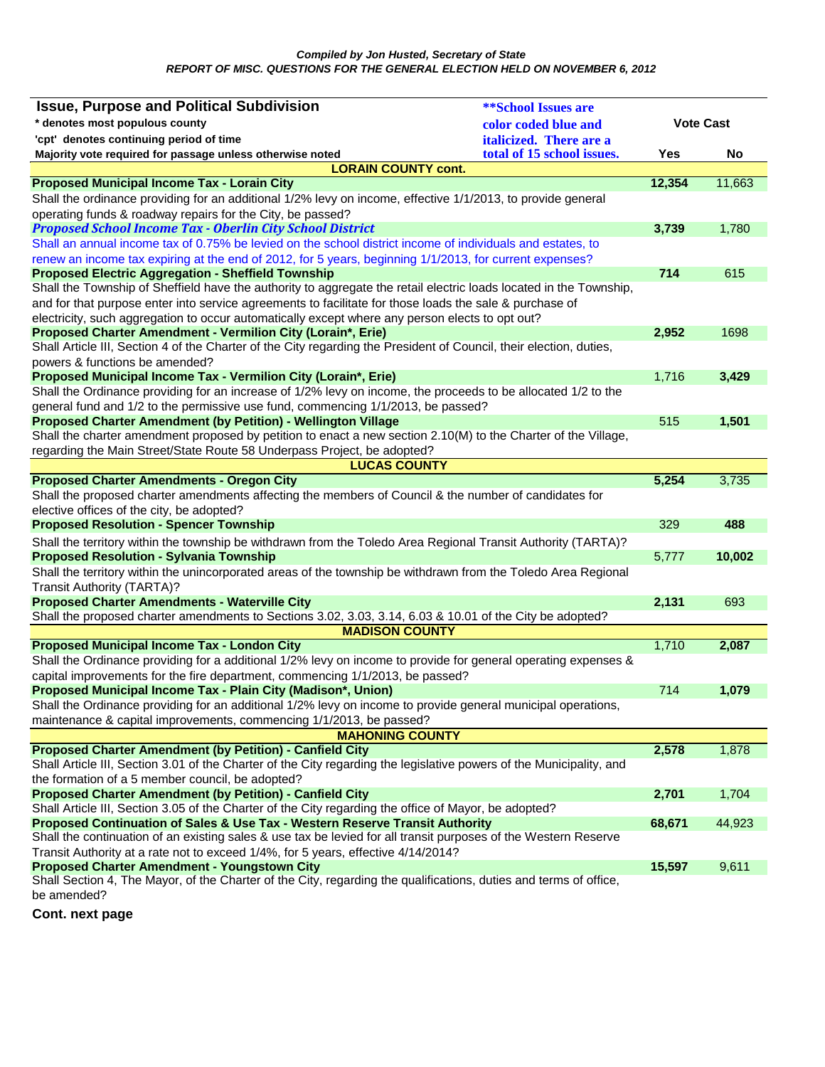*Compiled by Jon Husted, Secretary of State*

***REPORT OF MISC. QUESTIONS FOR THE GENERAL ELECTION HELD ON NOVEMBER 6, 2012***

| Issue, Purpose and Political Subdivision<br>* denotes most populous county<br>'cpt' denotes continuing period of time<br>Majority vote required for passage unless noted otherwise | **School Issues are color coded blue and italicized. There are a total of 15 school issues. | Vote Cast Yes | No |
|---|---|---|---|
| **LORAIN COUNTY cont.** | | | |
| **Proposed Municipal Income Tax - Lorain City** | | **12,354** | 11,663 |
| Shall the ordinance providing for an additional 1/2% levy on income, effective 1/1/2013, to provide general operating funds & roadway repairs for the City, be passed? | | | |
| ***Proposed School Income Tax - Oberlin City School District*** | | **3,739** | 1,780 |
| *Shall an annual income tax of 0.75% be levied on the school district income of individuals and estates, to renew an income tax expiring at the end of 2012, for 5 years, beginning 1/1/2013, for current expenses?* | | | |
| **Proposed Electric Aggregation - Sheffield Township** | | **714** | 615 |
| Shall the Township of Sheffield have the authority to aggregate the retail electric loads located in the Township, and for that purpose enter into service agreements to facilitate for those loads the sale & purchase of electricity, such aggregation to occur automatically except where any person elects to opt out? | | | |
| **Proposed Charter Amendment - Vermilion City (Lorain*, Erie)** | | **2,952** | 1698 |
| Shall Article III, Section 4 of the Charter of the City regarding the President of Council, their election, duties, powers & functions be amended? | | | |
| **Proposed Municipal Income Tax - Vermilion City (Lorain*, Erie)** | | 1,716 | **3,429** |
| Shall the Ordinance providing for an increase of 1/2% levy on income, the proceeds to be allocated 1/2 to the general fund and 1/2 to the permissive use fund, commencing 1/1/2013, be passed? | | | |
| **Proposed Charter Amendment (by Petition) - Wellington Village** | | 515 | **1,501** |
| Shall the charter amendment proposed by petition to enact a new section 2.10(M) to the Charter of the Village, regarding the Main Street/State Route 58 Underpass Project, be adopted? | | | |
| **LUCAS COUNTY** | | | |
| **Proposed Charter Amendments - Oregon City** | | **5,254** | 3,735 |
| Shall the proposed charter amendments affecting the members of Council & the number of candidates for elective offices of the city, be adopted? | | | |
| **Proposed Resolution - Spencer Township** | | 329 | **488** |
| Shall the territory within the township be withdrawn from the Toledo Area Regional Transit Authority (TARTA)? | | | |
| **Proposed Resolution - Sylvania Township** | | 5,777 | **10,002** |
| Shall the territory within the unincorporated areas of the township be withdrawn from the Toledo Area Regional Transit Authority (TARTA)? | | | |
| **Proposed Charter Amendments - Waterville City** | | **2,131** | 693 |
| Shall the proposed charter amendments to Sections 3.02, 3.03, 3.14, 6.03 & 10.01 of the City be adopted? | | | |
| **MADISON COUNTY** | | | |
| **Proposed Municipal Income Tax - London City** | | 1,710 | **2,087** |
| Shall the Ordinance providing for a additional 1/2% levy on income to provide for general operating expenses & capital improvements for the fire department, commencing 1/1/2013, be passed? | | | |
| **Proposed Municipal Income Tax - Plain City (Madison*, Union)** | | 714 | **1,079** |
| Shall the Ordinance providing for an additional 1/2% levy on income to provide general municipal operations, maintenance & capital improvements, commencing 1/1/2013, be passed? | | | |
| **MAHONING COUNTY** | | | |
| **Proposed Charter Amendment (by Petition) - Canfield City** | | **2,578** | 1,878 |
| Shall Article III, Section 3.01 of the Charter of the City regarding the legislative powers of the Municipality, and the formation of a 5 member council, be adopted? | | | |
| **Proposed Charter Amendment (by Petition) - Canfield City** | | **2,701** | 1,704 |
| Shall Article III, Section 3.05 of the Charter of the City regarding the office of Mayor, be adopted? | | | |
| **Proposed Continuation of Sales & Use Tax - Western Reserve Transit Authority** | | **68,671** | 44,923 |
| Shall the continuation of an existing sales & use tax be levied for all transit purposes of the Western Reserve Transit Authority at a rate not to exceed 1/4%, for 5 years, effective 4/14/2014? | | | |
| **Proposed Charter Amendment - Youngstown City** | | **15,597** | 9,611 |
| Shall Section 4, The Mayor, of the Charter of the City, regarding the qualifications, duties and terms of office, be amended? | | | |

**Cont. next page**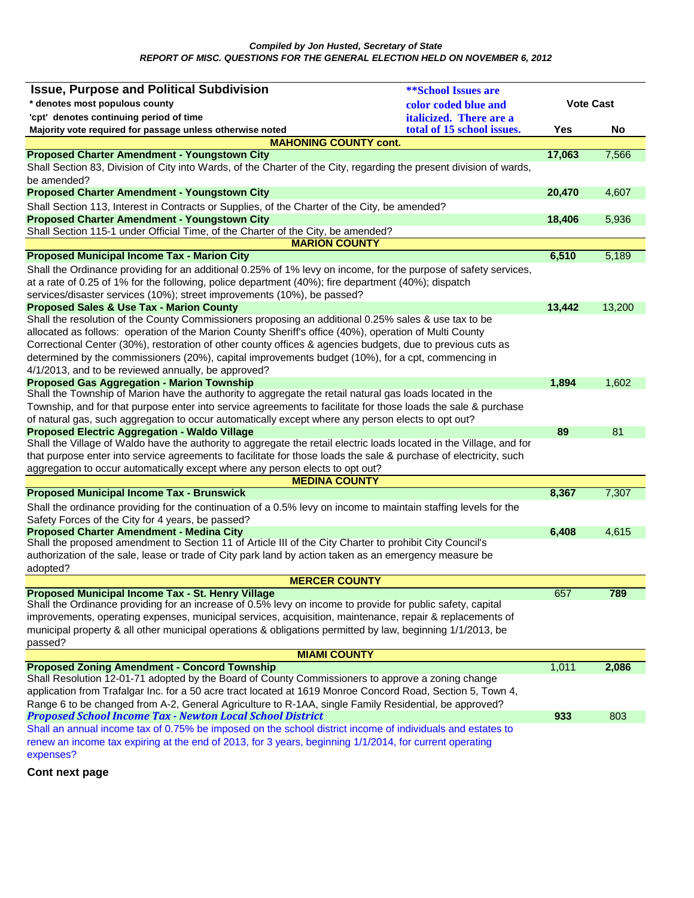*Compiled by Jon Husted, Secretary of State*
***REPORT OF MISC. QUESTIONS FOR THE GENERAL ELECTION HELD ON NOVEMBER 6, 2012***

| **Issue, Purpose and Political Subdivision**<br>* denotes most populous county<br>'cpt' denotes continuing period of time<br>Majority vote required for passage unless otherwise noted | ***\*\*School Issues are color coded blue and italicized. There are a total of 15 school issues.*** | **Vote Cast** | |
|---|---|---|---|
| | | **Yes** | **No** |
| **MAHONING COUNTY cont.** | | | |
| **Proposed Charter Amendment - Youngstown City** | | **17,063** | 7,566 |
| Shall Section 83, Division of City into Wards, of the Charter of the City, regarding the present division of wards, be amended? | | | |
| **Proposed Charter Amendment - Youngstown City** | | **20,470** | 4,607 |
| Shall Section 113, Interest in Contracts or Supplies, of the Charter of the City, be amended? | | | |
| **Proposed Charter Amendment - Youngstown City** | | **18,406** | 5,936 |
| Shall Section 115-1 under Official Time, of the Charter of the City, be amended? | | | |
| **MARION COUNTY** | | | |
| **Proposed Municipal Income Tax - Marion City** | | **6,510** | 5,189 |
| Shall the Ordinance providing for an additional 0.25% of 1% levy on income, for the purpose of safety services, at a rate of 0.25 of 1% for the following, police department (40%); fire department (40%); dispatch services/disaster services (10%); street improvements (10%), be passed? | | | |
| **Proposed Sales & Use Tax - Marion County** | | **13,442** | 13,200 |
| Shall the resolution of the County Commissioners proposing an additional 0.25% sales & use tax to be allocated as follows: operation of the Marion County Sheriff's office (40%), operation of Multi County Correctional Center (30%), restoration of other county offices & agencies budgets, due to previous cuts as determined by the commissioners (20%), capital improvements budget (10%), for a cpt, commencing in 4/1/2013, and to be reviewed annually, be approved? | | | |
| **Proposed Gas Aggregation - Marion Township** | | **1,894** | 1,602 |
| Shall the Township of Marion have the authority to aggregate the retail natural gas loads located in the Township, and for that purpose enter into service agreements to facilitate for those loads the sale & purchase of natural gas, such aggregation to occur automatically except where any person elects to opt out? | | | |
| **Proposed Electric Aggregation - Waldo Village** | | **89** | 81 |
| Shall the Village of Waldo have the authority to aggregate the retail electric loads located in the Village, and for that purpose enter into service agreements to facilitate for those loads the sale & purchase of electricity, such aggregation to occur automatically except where any person elects to opt out? | | | |
| **MEDINA COUNTY** | | | |
| **Proposed Municipal Income Tax - Brunswick** | | **8,367** | 7,307 |
| Shall the ordinance providing for the continuation of a 0.5% levy on income to maintain staffing levels for the Safety Forces of the City for 4 years, be passed? | | | |
| **Proposed Charter Amendment - Medina City** | | **6,408** | 4,615 |
| Shall the proposed amendment to Section 11 of Article III of the City Charter to prohibit City Council's authorization of the sale, lease or trade of City park land by action taken as an emergency measure be adopted? | | | |
| **MERCER COUNTY** | | | |
| **Proposed Municipal Income Tax - St. Henry Village** | | 657 | **789** |
| Shall the Ordinance providing for an increase of 0.5% levy on income to provide for public safety, capital improvements, operating expenses, municipal services, acquisition, maintenance, repair & replacements of municipal property & all other municipal operations & obligations permitted by law, beginning 1/1/2013, be passed? | | | |
| **MIAMI COUNTY** | | | |
| **Proposed Zoning Amendment - Concord Township** | | 1,011 | **2,086** |
| Shall Resolution 12-01-71 adopted by the Board of County Commissioners to approve a zoning change application from Trafalgar Inc. for a 50 acre tract located at 1619 Monroe Concord Road, Section 5, Town 4, Range 6 to be changed from A-2, General Agriculture to R-1AA, single Family Residential, be approved? | | | |
| ***Proposed School Income Tax - Newton Local School District*** | | **933** | 803 |
| *Shall an annual income tax of 0.75% be imposed on the school district income of individuals and estates to renew an income tax expiring at the end of 2013, for 3 years, beginning 1/1/2014, for current operating expenses?* | | | |

**Cont next page**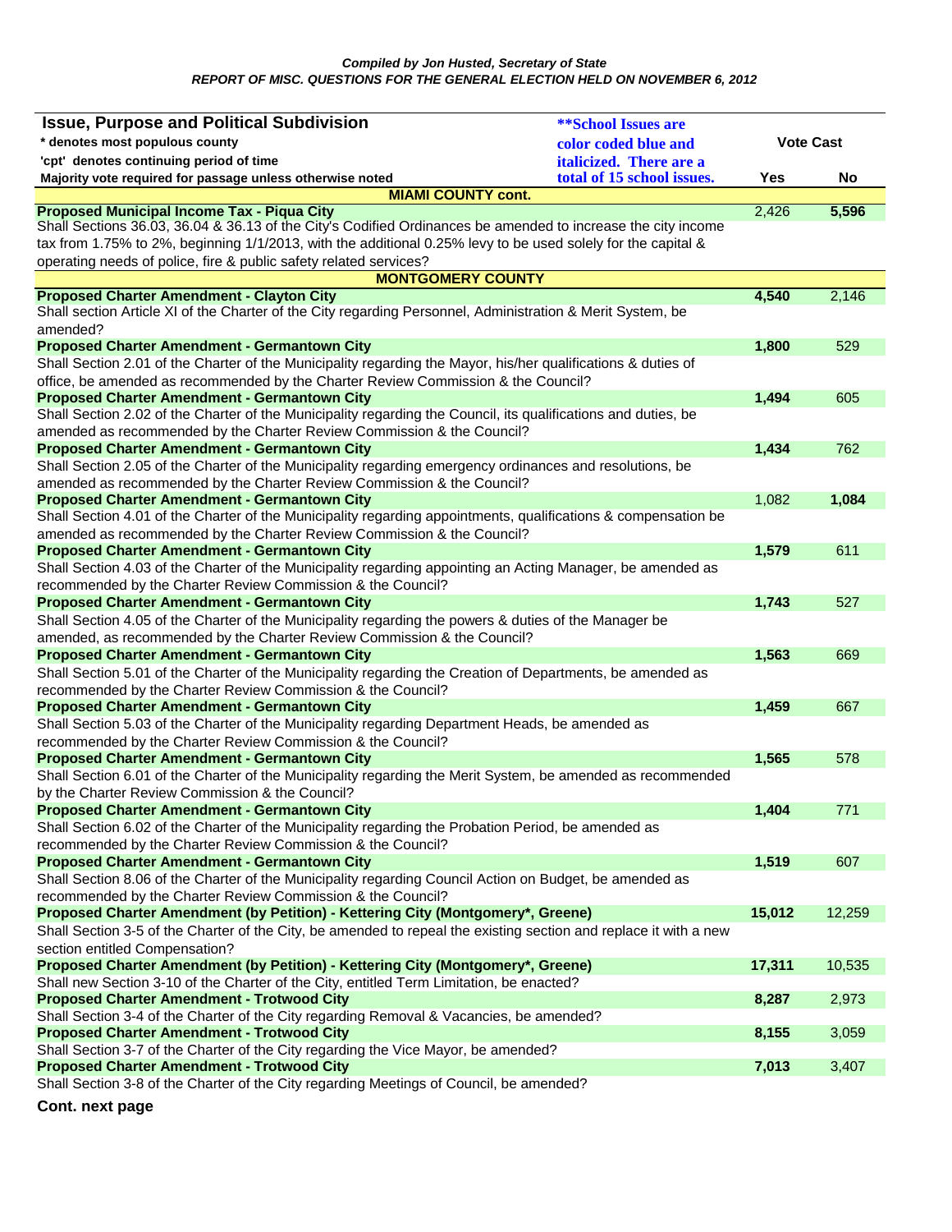*Compiled by Jon Husted, Secretary of State*

***REPORT OF MISC. QUESTIONS FOR THE GENERAL ELECTION HELD ON NOVEMBER 6, 2012***

| **Issue, Purpose and Political Subdivision**<br>**\* denotes most populous county**<br>**'cpt' denotes continuing period of time**<br>**Majority vote required for passage unless noted otherwise** | ***\*\*School Issues are color coded blue and italicized. There are a total of 15 school issues.*** | **Vote Cast** | |
|---|---|---|---|
| | | **Yes** | **No** |
| **MIAMI COUNTY cont.** | | | |
| **Proposed Municipal Income Tax - Piqua City**<br>Shall Sections 36.03, 36.04 & 36.13 of the City's Codified Ordinances be amended to increase the city income tax from 1.75% to 2%, beginning 1/1/2013, with the additional 0.25% levy to be used solely for the capital & operating needs of police, fire & public safety related services? | | 2,426 | **5,596** |
| **MONTGOMERY COUNTY** | | | |
| **Proposed Charter Amendment - Clayton City**<br>Shall section Article XI of the Charter of the City regarding Personnel, Administration & Merit System, be amended? | | **4,540** | 2,146 |
| **Proposed Charter Amendment - Germantown City**<br>Shall Section 2.01 of the Charter of the Municipality regarding the Mayor, his/her qualifications & duties of office, be amended as recommended by the Charter Review Commission & the Council? | | **1,800** | 529 |
| **Proposed Charter Amendment - Germantown City**<br>Shall Section 2.02 of the Charter of the Municipality regarding the Council, its qualifications and duties, be amended as recommended by the Charter Review Commission & the Council? | | **1,494** | 605 |
| **Proposed Charter Amendment - Germantown City**<br>Shall Section 2.05 of the Charter of the Municipality regarding emergency ordinances and resolutions, be amended as recommended by the Charter Review Commission & the Council? | | **1,434** | 762 |
| **Proposed Charter Amendment - Germantown City**<br>Shall Section 4.01 of the Charter of the Municipality regarding appointments, qualifications & compensation be amended as recommended by the Charter Review Commission & the Council? | | 1,082 | **1,084** |
| **Proposed Charter Amendment - Germantown City**<br>Shall Section 4.03 of the Charter of the Municipality regarding appointing an Acting Manager, be amended as recommended by the Charter Review Commission & the Council? | | **1,579** | 611 |
| **Proposed Charter Amendment - Germantown City**<br>Shall Section 4.05 of the Charter of the Municipality regarding the powers & duties of the Manager be amended, as recommended by the Charter Review Commission & the Council? | | **1,743** | 527 |
| **Proposed Charter Amendment - Germantown City**<br>Shall Section 5.01 of the Charter of the Municipality regarding the Creation of Departments, be amended as recommended by the Charter Review Commission & the Council? | | **1,563** | 669 |
| **Proposed Charter Amendment - Germantown City**<br>Shall Section 5.03 of the Charter of the Municipality regarding Department Heads, be amended as recommended by the Charter Review Commission & the Council? | | **1,459** | 667 |
| **Proposed Charter Amendment - Germantown City**<br>Shall Section 6.01 of the Charter of the Municipality regarding the Merit System, be amended as recommended by the Charter Review Commission & the Council? | | **1,565** | 578 |
| **Proposed Charter Amendment - Germantown City**<br>Shall Section 6.02 of the Charter of the Municipality regarding the Probation Period, be amended as recommended by the Charter Review Commission & the Council? | | **1,404** | 771 |
| **Proposed Charter Amendment - Germantown City**<br>Shall Section 8.06 of the Charter of the Municipality regarding Council Action on Budget, be amended as recommended by the Charter Review Commission & the Council? | | **1,519** | 607 |
| **Proposed Charter Amendment (by Petition) - Kettering City (Montgomery\*, Greene)**<br>Shall Section 3-5 of the Charter of the City, be amended to repeal the existing section and replace it with a new section entitled Compensation? | | **15,012** | 12,259 |
| **Proposed Charter Amendment (by Petition) - Kettering City (Montgomery\*, Greene)**<br>Shall new Section 3-10 of the Charter of the City, entitled Term Limitation, be enacted? | | **17,311** | 10,535 |
| **Proposed Charter Amendment - Trotwood City**<br>Shall Section 3-4 of the Charter of the City regarding Removal & Vacancies, be amended? | | **8,287** | 2,973 |
| **Proposed Charter Amendment - Trotwood City**<br>Shall Section 3-7 of the Charter of the City regarding the Vice Mayor, be amended? | | **8,155** | 3,059 |
| **Proposed Charter Amendment - Trotwood City**<br>Shall Section 3-8 of the Charter of the City regarding Meetings of Council, be amended? | | **7,013** | 3,407 |

**Cont. next page**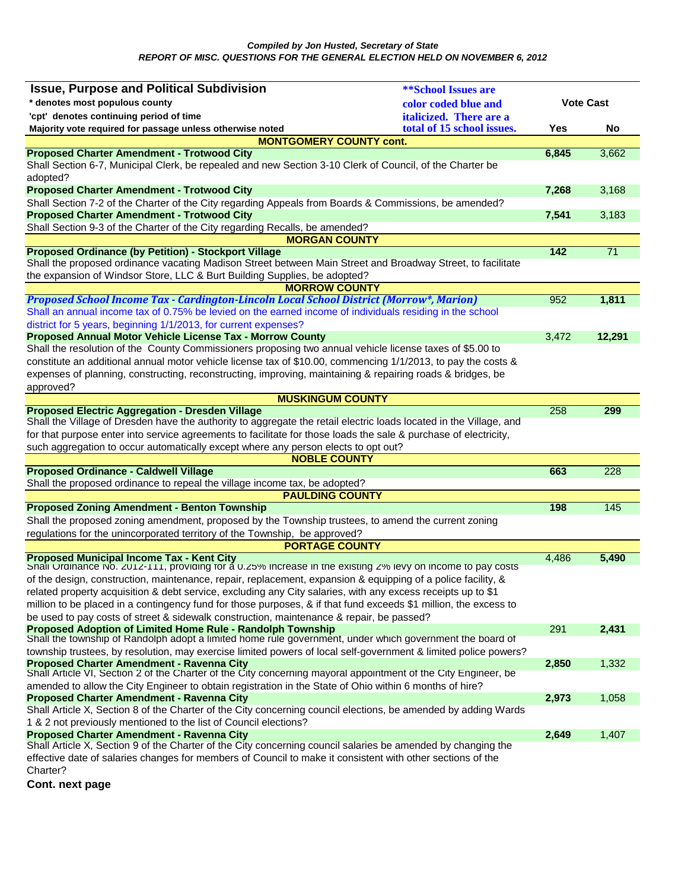***Compiled by Jon Husted, Secretary of State***
***REPORT OF MISC. QUESTIONS FOR THE GENERAL ELECTION HELD ON NOVEMBER 6, 2012***

| **Issue, Purpose and Political Subdivision**<br>**\* denotes most populous county**<br>**'cpt' denotes continuing period of time**<br>**Majority vote required for passage unless noted otherwise** | ***\*\*School Issues are color coded blue and italicized. There are a total of 15 school issues.*** | **Vote Cast Yes** | **Vote Cast No** |
|---|---|---|---|
| **MONTGOMERY COUNTY cont.** | | | |
| **Proposed Charter Amendment - Trotwood City** | | **6,845** | 3,662 |
| Shall Section 6-7, Municipal Clerk, be repealed and new Section 3-10 Clerk of Council, of the Charter be adopted? | | | |
| **Proposed Charter Amendment - Trotwood City** | | **7,268** | 3,168 |
| Shall Section 7-2 of the Charter of the City regarding Appeals from Boards & Commissions, be amended? | | | |
| **Proposed Charter Amendment - Trotwood City** | | **7,541** | 3,183 |
| Shall Section 9-3 of the Charter of the City regarding Recalls, be amended? | | | |
| **MORGAN COUNTY** | | | |
| **Proposed Ordinance (by Petition) - Stockport Village** | | **142** | 71 |
| Shall the proposed ordinance vacating Madison Street between Main Street and Broadway Street, to facilitate the expansion of Windsor Store, LLC & Burt Building Supplies, be adopted? | | | |
| **MORROW COUNTY** | | | |
| ***Proposed School Income Tax - Cardington-Lincoln Local School District (Morrow\*, Marion)*** | | 952 | **1,811** |
| *Shall an annual income tax of 0.75% be levied on the earned income of individuals residing in the school district for 5 years, beginning 1/1/2013, for current expenses?* | | | |
| **Proposed Annual Motor Vehicle License Tax - Morrow County** | | 3,472 | **12,291** |
| Shall the resolution of the County Commissioners proposing two annual vehicle license taxes of $5.00 to constitute an additional annual motor vehicle license tax of $10.00, commencing 1/1/2013, to pay the costs & expenses of planning, constructing, reconstructing, improving, maintaining & repairing roads & bridges, be approved? | | | |
| **MUSKINGUM COUNTY** | | | |
| **Proposed Electric Aggregation - Dresden Village** | | 258 | **299** |
| Shall the Village of Dresden have the authority to aggregate the retail electric loads located in the Village, and for that purpose enter into service agreements to facilitate for those loads the sale & purchase of electricity, such aggregation to occur automatically except where any person elects to opt out? | | | |
| **NOBLE COUNTY** | | | |
| **Proposed Ordinance - Caldwell Village** | | **663** | 228 |
| Shall the proposed ordinance to repeal the village income tax, be adopted? | | | |
| **PAULDING COUNTY** | | | |
| **Proposed Zoning Amendment - Benton Township** | | **198** | 145 |
| Shall the proposed zoning amendment, proposed by the Township trustees, to amend the current zoning regulations for the unincorporated territory of the Township, be approved? | | | |
| **PORTAGE COUNTY** | | | |
| **Proposed Municipal Income Tax - Kent City** | | 4,486 | **5,490** |
| Shall Ordinance No. 2012-111, providing for a 0.25% increase in the existing 2% levy on income to pay costs of the design, construction, maintenance, repair, replacement, expansion & equipping of a police facility, & related property acquisition & debt service, excluding any City salaries, with any excess receipts up to $1 million to be placed in a contingency fund for those purposes, & if that fund exceeds $1 million, the excess to be used to pay costs of street & sidewalk construction, maintenance & repair, be passed? | | | |
| **Proposed Adoption of Limited Home Rule - Randolph Township** | | 291 | **2,431** |
| Shall the township of Randolph adopt a limited home rule government, under which government the board of township trustees, by resolution, may exercise limited powers of local self-government & limited police powers? | | | |
| **Proposed Charter Amendment - Ravenna City** | | **2,850** | 1,332 |
| Shall Article VI, Section 2 of the Charter of the City concerning mayoral appointment of the City Engineer, be amended to allow the City Engineer to obtain registration in the State of Ohio within 6 months of hire? | | | |
| **Proposed Charter Amendment - Ravenna City** | | **2,973** | 1,058 |
| Shall Article X, Section 8 of the Charter of the City concerning council elections, be amended by adding Wards 1 & 2 not previously mentioned to the list of Council elections? | | | |
| **Proposed Charter Amendment - Ravenna City** | | **2,649** | 1,407 |
| Shall Article X, Section 9 of the Charter of the City concerning council salaries be amended by changing the effective date of salaries changes for members of Council to make it consistent with other sections of the Charter? | | | |

**Cont. next page**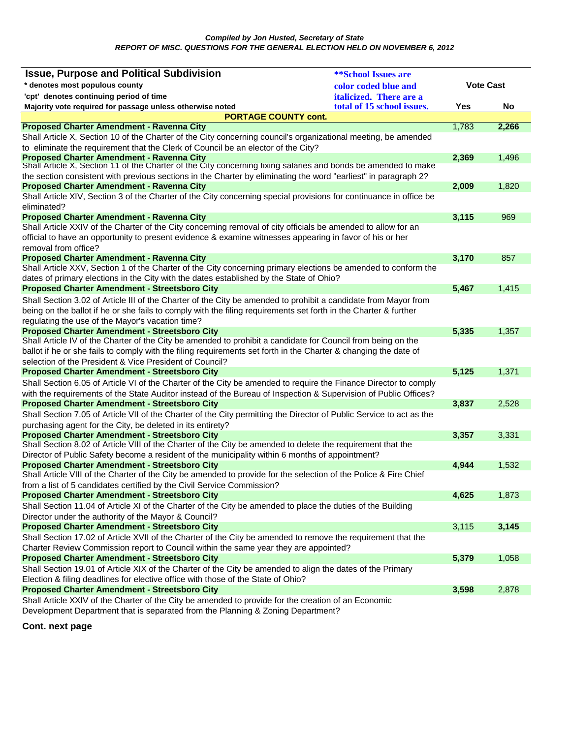*Compiled by Jon Husted, Secretary of State*
*REPORT OF MISC. QUESTIONS FOR THE GENERAL ELECTION HELD ON NOVEMBER 6, 2012*

| Issue, Purpose and Political Subdivision<br>* denotes most populous county<br>'cpt' denotes continuing period of time<br>Majority vote required for passage unless otherwise noted | ***School Issues are color coded blue and italicized. There are a total of 15 school issues.* | Vote Cast Yes | Vote Cast No |
|---|---|---|---|
| **PORTAGE COUNTY cont.** | | | |
| **Proposed Charter Amendment - Ravenna City** | | 1,783 | **2,266** |
| Shall Article X, Section 10 of the Charter of the City concerning council's organizational meeting, be amended to eliminate the requirement that the Clerk of Council be an elector of the City? | | | |
| **Proposed Charter Amendment - Ravenna City** | | **2,369** | 1,496 |
| Shall Article X, Section 11 of the Charter of the City concerning fixing salaries and bonds be amended to make the section consistent with previous sections in the Charter by eliminating the word "earliest" in paragraph 2? | | | |
| **Proposed Charter Amendment - Ravenna City** | | **2,009** | 1,820 |
| Shall Article XIV, Section 3 of the Charter of the City concerning special provisions for continuance in office be eliminated? | | | |
| **Proposed Charter Amendment - Ravenna City** | | **3,115** | 969 |
| Shall Article XXIV of the Charter of the City concerning removal of city officials be amended to allow for an official to have an opportunity to present evidence & examine witnesses appearing in favor of his or her removal from office? | | | |
| **Proposed Charter Amendment - Ravenna City** | | **3,170** | 857 |
| Shall Article XXV, Section 1 of the Charter of the City concerning primary elections be amended to conform the dates of primary elections in the City with the dates established by the State of Ohio? | | | |
| **Proposed Charter Amendment - Streetsboro City** | | **5,467** | 1,415 |
| Shall Section 3.02 of Article III of the Charter of the City be amended to prohibit a candidate from Mayor from being on the ballot if he or she fails to comply with the filing requirements set forth in the Charter & further regulating the use of the Mayor's vacation time? | | | |
| **Proposed Charter Amendment - Streetsboro City** | | **5,335** | 1,357 |
| Shall Article IV of the Charter of the City be amended to prohibit a candidate for Council from being on the ballot if he or she fails to comply with the filing requirements set forth in the Charter & changing the date of selection of the President & Vice President of Council? | | | |
| **Proposed Charter Amendment - Streetsboro City** | | **5,125** | 1,371 |
| Shall Section 6.05 of Article VI of the Charter of the City be amended to require the Finance Director to comply with the requirements of the State Auditor instead of the Bureau of Inspection & Supervision of Public Offices? | | | |
| **Proposed Charter Amendment - Streetsboro City** | | **3,837** | 2,528 |
| Shall Section 7.05 of Article VII of the Charter of the City permitting the Director of Public Service to act as the purchasing agent for the City, be deleted in its entirety? | | | |
| **Proposed Charter Amendment - Streetsboro City** | | **3,357** | 3,331 |
| Shall Section 8.02 of Article VIII of the Charter of the City be amended to delete the requirement that the Director of Public Safety become a resident of the municipality within 6 months of appointment? | | | |
| **Proposed Charter Amendment - Streetsboro City** | | **4,944** | 1,532 |
| Shall Article VIII of the Charter of the City be amended to provide for the selection of the Police & Fire Chief from a list of 5 candidates certified by the Civil Service Commission? | | | |
| **Proposed Charter Amendment - Streetsboro City** | | **4,625** | 1,873 |
| Shall Section 11.04 of Article XI of the Charter of the City be amended to place the duties of the Building Director under the authority of the Mayor & Council? | | | |
| **Proposed Charter Amendment - Streetsboro City** | | 3,115 | **3,145** |
| Shall Section 17.02 of Article XVII of the Charter of the City be amended to remove the requirement that the Charter Review Commission report to Council within the same year they are appointed? | | | |
| **Proposed Charter Amendment - Streetsboro City** | | **5,379** | 1,058 |
| Shall Section 19.01 of Article XIX of the Charter of the City be amended to align the dates of the Primary Election & filing deadlines for elective office with those of the State of Ohio? | | | |
| **Proposed Charter Amendment - Streetsboro City** | | **3,598** | 2,878 |
| Shall Article XXIV of the Charter of the City be amended to provide for the creation of an Economic Development Department that is separated from the Planning & Zoning Department? | | | |

**Cont. next page**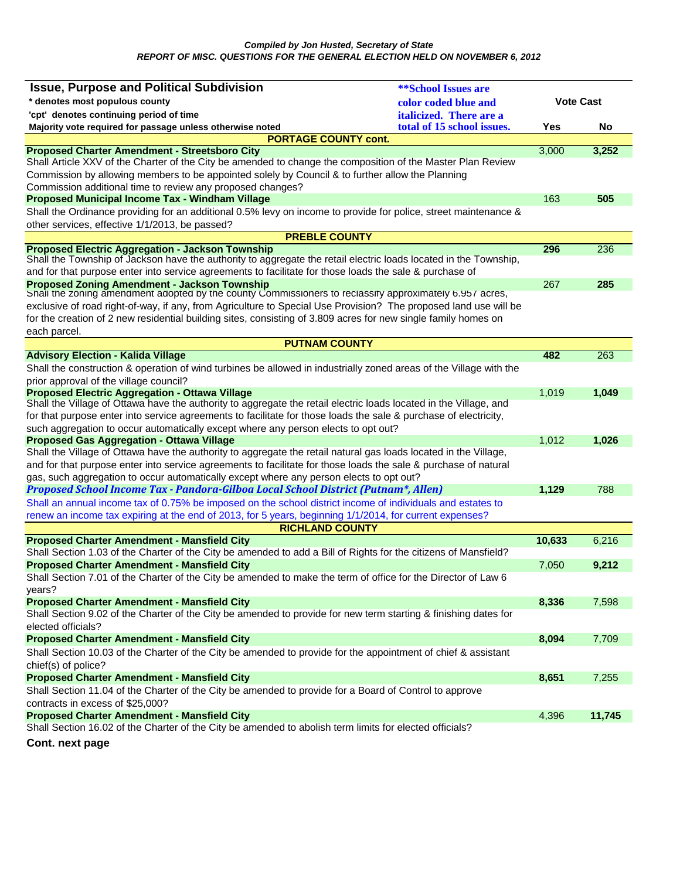*Compiled by Jon Husted, Secretary of State*
*REPORT OF MISC. QUESTIONS FOR THE GENERAL ELECTION HELD ON NOVEMBER 6, 2012*

| Issue, Purpose and Political Subdivision<br>* denotes most populous county<br>'cpt' denotes continuing period of time<br>Majority vote required for passage unless noted | ***School Issues are color coded blue and italicized. There are a total of 15 school issues.* | Vote Cast Yes | Vote Cast No |
|---|---|---|---|
| **PORTAGE COUNTY cont.** | | | |
| **Proposed Charter Amendment - Streetsboro City**<br>Shall Article XXV of the Charter of the City be amended to change the composition of the Master Plan Review Commission by allowing members to be appointed solely by Council & to further allow the Planning Commission additional time to review any proposed changes? | | 3,000 | **3,252** |
| **Proposed Municipal Income Tax - Windham Village**<br>Shall the Ordinance providing for an additional 0.5% levy on income to provide for police, street maintenance & other services, effective 1/1/2013, be passed? | | 163 | **505** |
| **PREBLE COUNTY** | | | |
| **Proposed Electric Aggregation - Jackson Township**<br>Shall the Township of Jackson have the authority to aggregate the retail electric loads located in the Township, and for that purpose enter into service agreements to facilitate for those loads the sale & purchase of | | **296** | 236 |
| **Proposed Zoning Amendment - Jackson Township**<br>Shall the zoning amendment adopted by the county Commissioners to reclassify approximately 6.957 acres, exclusive of road right-of-way, if any, from Agriculture to Special Use Provision? The proposed land use will be for the creation of 2 new residential building sites, consisting of 3.809 acres for new single family homes on each parcel. | | 267 | **285** |
| **PUTNAM COUNTY** | | | |
| **Advisory Election - Kalida Village**<br>Shall the construction & operation of wind turbines be allowed in industrially zoned areas of the Village with the prior approval of the village council? | | **482** | 263 |
| **Proposed Electric Aggregation - Ottawa Village**<br>Shall the Village of Ottawa have the authority to aggregate the retail electric loads located in the Village, and for that purpose enter into service agreements to facilitate for those loads the sale & purchase of electricity, such aggregation to occur automatically except where any person elects to opt out? | | 1,019 | **1,049** |
| **Proposed Gas Aggregation - Ottawa Village**<br>Shall the Village of Ottawa have the authority to aggregate the retail natural gas loads located in the Village, and for that purpose enter into service agreements to facilitate for those loads the sale & purchase of natural gas, such aggregation to occur automatically except where any person elects to opt out? | | 1,012 | **1,026** |
| ***Proposed School Income Tax - Pandora-Gilboa Local School District (Putnam*, Allen)***<br>Shall an annual income tax of 0.75% be imposed on the school district income of individuals and estates to renew an income tax expiring at the end of 2013, for 5 years, beginning 1/1/2014, for current expenses? | | **1,129** | 788 |
| **RICHLAND COUNTY** | | | |
| **Proposed Charter Amendment - Mansfield City**<br>Shall Section 1.03 of the Charter of the City be amended to add a Bill of Rights for the citizens of Mansfield? | | **10,633** | 6,216 |
| **Proposed Charter Amendment - Mansfield City**<br>Shall Section 7.01 of the Charter of the City be amended to make the term of office for the Director of Law 6 years? | | 7,050 | **9,212** |
| **Proposed Charter Amendment - Mansfield City**<br>Shall Section 9.02 of the Charter of the City be amended to provide for new term starting & finishing dates for elected officials? | | **8,336** | 7,598 |
| **Proposed Charter Amendment - Mansfield City**<br>Shall Section 10.03 of the Charter of the City be amended to provide for the appointment of chief & assistant chief(s) of police? | | **8,094** | 7,709 |
| **Proposed Charter Amendment - Mansfield City**<br>Shall Section 11.04 of the Charter of the City be amended to provide for a Board of Control to approve contracts in excess of $25,000? | | **8,651** | 7,255 |
| **Proposed Charter Amendment - Mansfield City**<br>Shall Section 16.02 of the Charter of the City be amended to abolish term limits for elected officials? | | 4,396 | **11,745** |

**Cont. next page**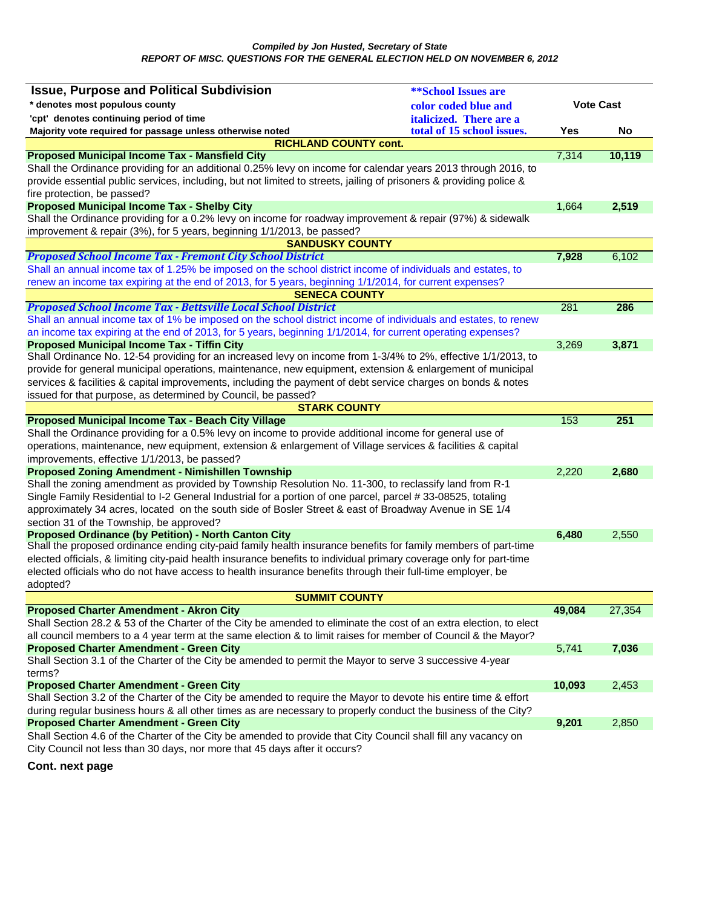*Compiled by Jon Husted, Secretary of State*

***REPORT OF MISC. QUESTIONS FOR THE GENERAL ELECTION HELD ON NOVEMBER 6, 2012***

| **Issue, Purpose and Political Subdivision**<br>**\* denotes most populous county**<br>**'cpt' denotes continuing period of time**<br>**Majority vote required for passage unless otherwise noted** | **\*\*School Issues are color coded blue and italicized. There are a total of 15 school issues.** | **Vote Cast** | |
|---|---|---|---|
| | | **Yes** | **No** |
| **RICHLAND COUNTY cont.** | | | |
| **Proposed Municipal Income Tax - Mansfield City** | | 7,314 | **10,119** |
| Shall the Ordinance providing for an additional 0.25% levy on income for calendar years 2013 through 2016, to provide essential public services, including, but not limited to streets, jailing of prisoners & providing police & fire protection, be passed? | | | |
| **Proposed Municipal Income Tax - Shelby City** | | 1,664 | **2,519** |
| Shall the Ordinance providing for a 0.2% levy on income for roadway improvement & repair (97%) & sidewalk improvement & repair (3%), for 5 years, beginning 1/1/2013, be passed? | | | |
| **SANDUSKY COUNTY** | | | |
| ***Proposed School Income Tax - Fremont City School District*** | | **7,928** | 6,102 |
| *Shall an annual income tax of 1.25% be imposed on the school district income of individuals and estates, to renew an income tax expiring at the end of 2013, for 5 years, beginning 1/1/2014, for current expenses?* | | | |
| **SENECA COUNTY** | | | |
| ***Proposed School Income Tax - Bettsville Local School District*** | | 281 | **286** |
| *Shall an annual income tax of 1% be imposed on the school district income of individuals and estates, to renew an income tax expiring at the end of 2013, for 5 years, beginning 1/1/2014, for current operating expenses?* | | | |
| **Proposed Municipal Income Tax - Tiffin City** | | 3,269 | **3,871** |
| Shall Ordinance No. 12-54 providing for an increased levy on income from 1-3/4% to 2%, effective 1/1/2013, to provide for general municipal operations, maintenance, new equipment, extension & enlargement of municipal services & facilities & capital improvements, including the payment of debt service charges on bonds & notes issued for that purpose, as determined by Council, be passed? | | | |
| **STARK COUNTY** | | | |
| **Proposed Municipal Income Tax - Beach City Village** | | 153 | **251** |
| Shall the Ordinance providing for a 0.5% levy on income to provide additional income for general use of operations, maintenance, new equipment, extension & enlargement of Village services & facilities & capital improvements, effective 1/1/2013, be passed? | | | |
| **Proposed Zoning Amendment - Nimishillen Township** | | 2,220 | **2,680** |
| Shall the zoning amendment as provided by Township Resolution No. 11-300, to reclassify land from R-1 Single Family Residential to I-2 General Industrial for a portion of one parcel, parcel # 33-08525, totaling approximately 34 acres, located on the south side of Bosler Street & east of Broadway Avenue in SE 1/4 section 31 of the Township, be approved? | | | |
| **Proposed Ordinance (by Petition) - North Canton City** | | **6,480** | 2,550 |
| Shall the proposed ordinance ending city-paid family health insurance benefits for family members of part-time elected officials, & limiting city-paid health insurance benefits to individual primary coverage only for part-time elected officials who do not have access to health insurance benefits through their full-time employer, be adopted? | | | |
| **SUMMIT COUNTY** | | | |
| **Proposed Charter Amendment - Akron City** | | **49,084** | 27,354 |
| Shall Section 28.2 & 53 of the Charter of the City be amended to eliminate the cost of an extra election, to elect all council members to a 4 year term at the same election & to limit raises for member of Council & the Mayor? | | | |
| **Proposed Charter Amendment - Green City** | | 5,741 | **7,036** |
| Shall Section 3.1 of the Charter of the City be amended to permit the Mayor to serve 3 successive 4-year terms? | | | |
| **Proposed Charter Amendment - Green City** | | **10,093** | 2,453 |
| Shall Section 3.2 of the Charter of the City be amended to require the Mayor to devote his entire time & effort during regular business hours & all other times as are necessary to properly conduct the business of the City? | | | |
| **Proposed Charter Amendment - Green City** | | **9,201** | 2,850 |
| Shall Section 4.6 of the Charter of the City be amended to provide that City Council shall fill any vacancy on City Council not less than 30 days, nor more that 45 days after it occurs? | | | |

**Cont. next page**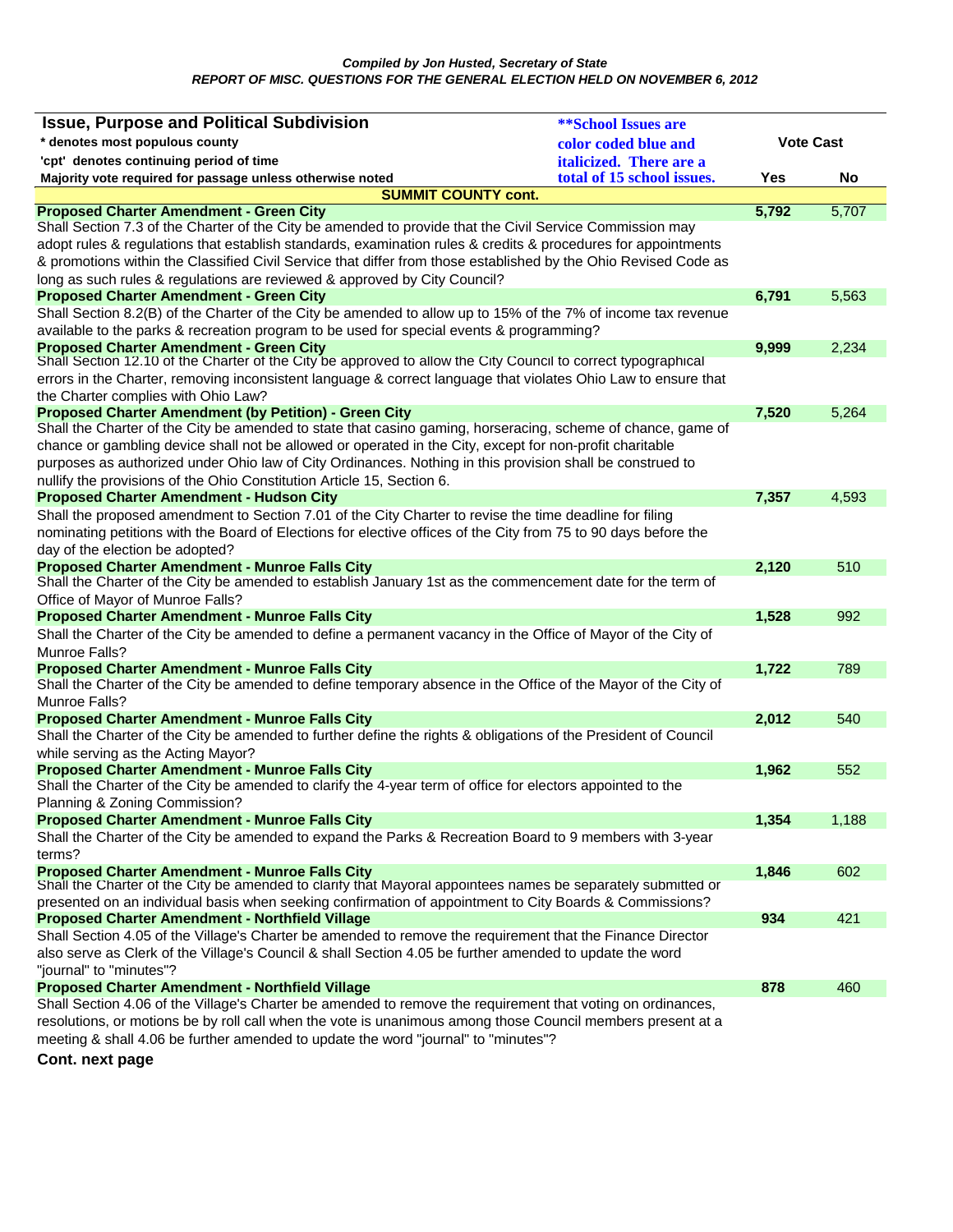*Compiled by Jon Husted, Secretary of State*
*REPORT OF MISC. QUESTIONS FOR THE GENERAL ELECTION HELD ON NOVEMBER 6, 2012*

| Issue, Purpose and Political Subdivision<br>* denotes most populous county<br>'cpt' denotes continuing period of time<br>Majority vote required for passage unless otherwise noted | **School Issues are color coded blue and italicized. There are a total of 15 school issues. | Vote Cast Yes | No |
|---|---|---|---|
| **SUMMIT COUNTY cont.** | | | |
| **Proposed Charter Amendment - Green City** | | **5,792** | 5,707 |
| Shall Section 7.3 of the Charter of the City be amended to provide that the Civil Service Commission may adopt rules & regulations that establish standards, examination rules & credits & procedures for appointments & promotions within the Classified Civil Service that differ from those established by the Ohio Revised Code as long as such rules & regulations are reviewed & approved by City Council? | | | |
| **Proposed Charter Amendment - Green City** | | **6,791** | 5,563 |
| Shall Section 8.2(B) of the Charter of the City be amended to allow up to 15% of the 7% of income tax revenue available to the parks & recreation program to be used for special events & programming? | | | |
| **Proposed Charter Amendment - Green City** | | **9,999** | 2,234 |
| Shall Section 12.10 of the Charter of the City be approved to allow the City Council to correct typographical errors in the Charter, removing inconsistent language & correct language that violates Ohio Law to ensure that the Charter complies with Ohio Law? | | | |
| **Proposed Charter Amendment (by Petition) - Green City** | | **7,520** | 5,264 |
| Shall the Charter of the City be amended to state that casino gaming, horseracing, scheme of chance, game of chance or gambling device shall not be allowed or operated in the City, except for non-profit charitable purposes as authorized under Ohio law of City Ordinances. Nothing in this provision shall be construed to nullify the provisions of the Ohio Constitution Article 15, Section 6. | | | |
| **Proposed Charter Amendment - Hudson City** | | **7,357** | 4,593 |
| Shall the proposed amendment to Section 7.01 of the City Charter to revise the time deadline for filing nominating petitions with the Board of Elections for elective offices of the City from 75 to 90 days before the day of the election be adopted? | | | |
| **Proposed Charter Amendment - Munroe Falls City** | | **2,120** | 510 |
| Shall the Charter of the City be amended to establish January 1st as the commencement date for the term of Office of Mayor of Munroe Falls? | | | |
| **Proposed Charter Amendment - Munroe Falls City** | | **1,528** | 992 |
| Shall the Charter of the City be amended to define a permanent vacancy in the Office of Mayor of the City of Munroe Falls? | | | |
| **Proposed Charter Amendment - Munroe Falls City** | | **1,722** | 789 |
| Shall the Charter of the City be amended to define temporary absence in the Office of the Mayor of the City of Munroe Falls? | | | |
| **Proposed Charter Amendment - Munroe Falls City** | | **2,012** | 540 |
| Shall the Charter of the City be amended to further define the rights & obligations of the President of Council while serving as the Acting Mayor? | | | |
| **Proposed Charter Amendment - Munroe Falls City** | | **1,962** | 552 |
| Shall the Charter of the City be amended to clarify the 4-year term of office for electors appointed to the Planning & Zoning Commission? | | | |
| **Proposed Charter Amendment - Munroe Falls City** | | **1,354** | 1,188 |
| Shall the Charter of the City be amended to expand the Parks & Recreation Board to 9 members with 3-year terms? | | | |
| **Proposed Charter Amendment - Munroe Falls City** | | **1,846** | 602 |
| Shall the Charter of the City be amended to clarify that Mayoral appointees names be separately submitted or presented on an individual basis when seeking confirmation of appointment to City Boards & Commissions? | | | |
| **Proposed Charter Amendment - Northfield Village** | | **934** | 421 |
| Shall Section 4.05 of the Village's Charter be amended to remove the requirement that the Finance Director also serve as Clerk of the Village's Council & shall Section 4.05 be further amended to update the word "journal" to "minutes"? | | | |
| **Proposed Charter Amendment - Northfield Village** | | **878** | 460 |
| Shall Section 4.06 of the Village's Charter be amended to remove the requirement that voting on ordinances, resolutions, or motions be by roll call when the vote is unanimous among those Council members present at a meeting & shall 4.06 be further amended to update the word "journal" to "minutes"? | | | |

**Cont. next page**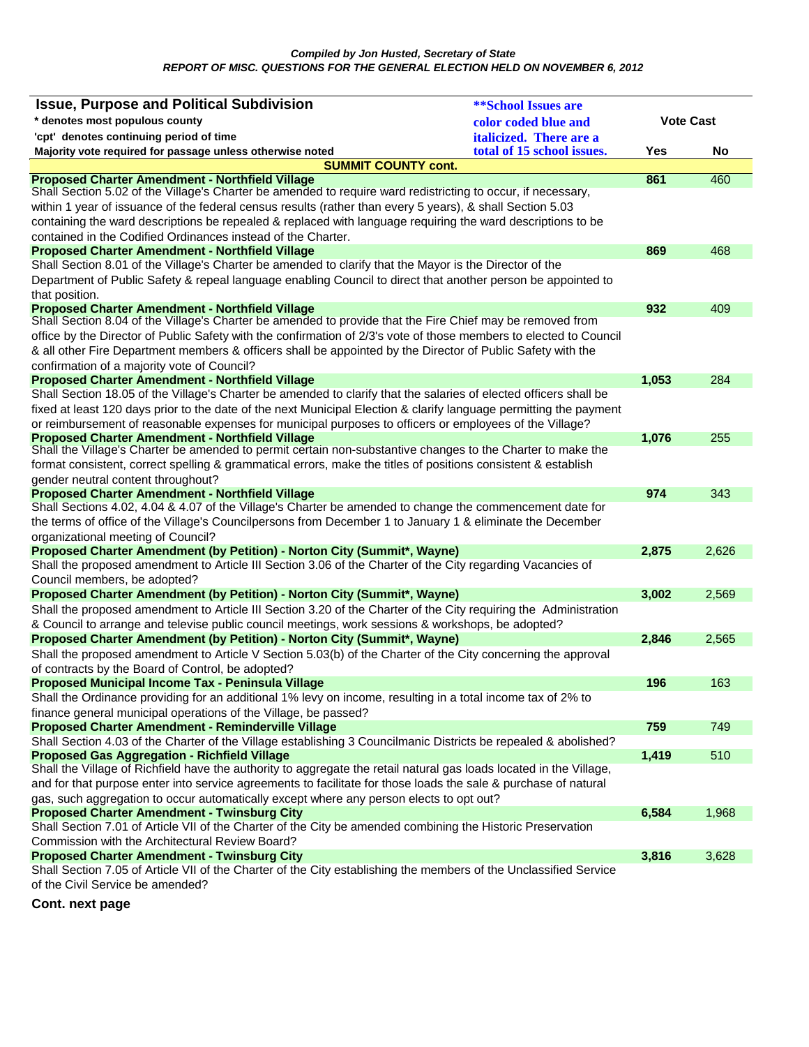*Compiled by Jon Husted, Secretary of State*

*REPORT OF MISC. QUESTIONS FOR THE GENERAL ELECTION HELD ON NOVEMBER 6, 2012*

| Issue, Purpose and Political Subdivision<br>* denotes most populous county<br>'cpt' denotes continuing period of time<br>Majority vote required for passage unless noted otherwise | ***School Issues are color coded blue and italicized. There are a total of 15 school issues.*** | Vote Cast Yes | No |
|---|---|---|---|
| **SUMMIT COUNTY cont.** | | | |
| **Proposed Charter Amendment - Northfield Village** | | **861** | 460 |
| Shall Section 5.02 of the Village's Charter be amended to require ward redistricting to occur, if necessary, within 1 year of issuance of the federal census results (rather than every 5 years), & shall Section 5.03 containing the ward descriptions be repealed & replaced with language requiring the ward descriptions to be contained in the Codified Ordinances instead of the Charter. | | | |
| **Proposed Charter Amendment - Northfield Village** | | **869** | 468 |
| Shall Section 8.01 of the Village's Charter be amended to clarify that the Mayor is the Director of the Department of Public Safety & repeal language enabling Council to direct that another person be appointed to that position. | | | |
| **Proposed Charter Amendment - Northfield Village** | | **932** | 409 |
| Shall Section 8.04 of the Village's Charter be amended to provide that the Fire Chief may be removed from office by the Director of Public Safety with the confirmation of 2/3's vote of those members to elected to Council & all other Fire Department members & officers shall be appointed by the Director of Public Safety with the confirmation of a majority vote of Council? | | | |
| **Proposed Charter Amendment - Northfield Village** | | **1,053** | 284 |
| Shall Section 18.05 of the Village's Charter be amended to clarify that the salaries of elected officers shall be fixed at least 120 days prior to the date of the next Municipal Election & clarify language permitting the payment or reimbursement of reasonable expenses for municipal purposes to officers or employees of the Village? | | | |
| **Proposed Charter Amendment - Northfield Village** | | **1,076** | 255 |
| Shall the Village's Charter be amended to permit certain non-substantive changes to the Charter to make the format consistent, correct spelling & grammatical errors, make the titles of positions consistent & establish gender neutral content throughout? | | | |
| **Proposed Charter Amendment - Northfield Village** | | **974** | 343 |
| Shall Sections 4.02, 4.04 & 4.07 of the Village's Charter be amended to change the commencement date for the terms of office of the Village's Councilpersons from December 1 to January 1 & eliminate the December organizational meeting of Council? | | | |
| **Proposed Charter Amendment (by Petition) - Norton City (Summit*, Wayne)** | | **2,875** | 2,626 |
| Shall the proposed amendment to Article III Section 3.06 of the Charter of the City regarding Vacancies of Council members, be adopted? | | | |
| **Proposed Charter Amendment (by Petition) - Norton City (Summit*, Wayne)** | | **3,002** | 2,569 |
| Shall the proposed amendment to Article III Section 3.20 of the Charter of the City requiring the Administration & Council to arrange and televise public council meetings, work sessions & workshops, be adopted? | | | |
| **Proposed Charter Amendment (by Petition) - Norton City (Summit*, Wayne)** | | **2,846** | 2,565 |
| Shall the proposed amendment to Article V Section 5.03(b) of the Charter of the City concerning the approval of contracts by the Board of Control, be adopted? | | | |
| **Proposed Municipal Income Tax - Peninsula Village** | | **196** | 163 |
| Shall the Ordinance providing for an additional 1% levy on income, resulting in a total income tax of 2% to finance general municipal operations of the Village, be passed? | | | |
| **Proposed Charter Amendment - Reminderville Village** | | **759** | 749 |
| Shall Section 4.03 of the Charter of the Village establishing 3 Councilmanic Districts be repealed & abolished? | | | |
| **Proposed Gas Aggregation - Richfield Village** | | **1,419** | 510 |
| Shall the Village of Richfield have the authority to aggregate the retail natural gas loads located in the Village, and for that purpose enter into service agreements to facilitate for those loads the sale & purchase of natural gas, such aggregation to occur automatically except where any person elects to opt out? | | | |
| **Proposed Charter Amendment - Twinsburg City** | | **6,584** | 1,968 |
| Shall Section 7.01 of Article VII of the Charter of the City be amended combining the Historic Preservation Commission with the Architectural Review Board? | | | |
| **Proposed Charter Amendment - Twinsburg City** | | **3,816** | 3,628 |
| Shall Section 7.05 of Article VII of the Charter of the City establishing the members of the Unclassified Service of the Civil Service be amended? | | | |

**Cont. next page**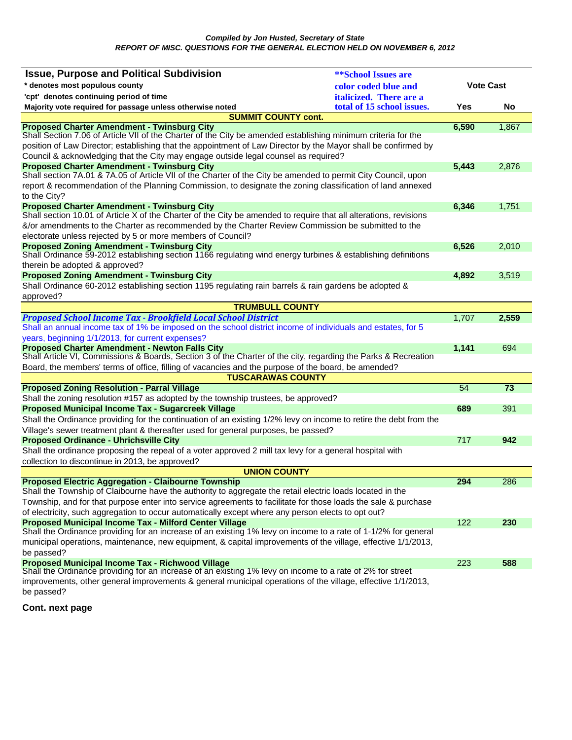*Compiled by Jon Husted, Secretary of State*

***REPORT OF MISC. QUESTIONS FOR THE GENERAL ELECTION HELD ON NOVEMBER 6, 2012***

| Issue, Purpose and Political Subdivision<br>* denotes most populous county<br>'cpt' denotes continuing period of time<br>Majority vote required for passage unless otherwise noted | ***\*\*School Issues are color coded blue and italicized. There are a total of 15 school issues.*** | Vote Cast Yes | Vote Cast No |
|---|---|---|---|
| **SUMMIT COUNTY cont.** | | | |
| **Proposed Charter Amendment - Twinsburg City**<br>Shall Section 7.06 of Article VII of the Charter of the City be amended establishing minimum criteria for the position of Law Director; establishing that the appointment of Law Director by the Mayor shall be confirmed by Council & acknowledging that the City may engage outside legal counsel as required? | | **6,590** | 1,867 |
| **Proposed Charter Amendment - Twinsburg City**<br>Shall section 7A.01 & 7A.05 of Article VII of the Charter of the City be amended to permit City Council, upon report & recommendation of the Planning Commission, to designate the zoning classification of land annexed to the City? | | **5,443** | 2,876 |
| **Proposed Charter Amendment - Twinsburg City**<br>Shall section 10.01 of Article X of the Charter of the City be amended to require that all alterations, revisions &/or amendments to the Charter as recommended by the Charter Review Commission be submitted to the electorate unless rejected by 5 or more members of Council? | | **6,346** | 1,751 |
| **Proposed Zoning Amendment - Twinsburg City**<br>Shall Ordinance 59-2012 establishing section 1166 regulating wind energy turbines & establishing definitions therein be adopted & approved? | | **6,526** | 2,010 |
| **Proposed Zoning Amendment - Twinsburg City**<br>Shall Ordinance 60-2012 establishing section 1195 regulating rain barrels & rain gardens be adopted & approved? | | **4,892** | 3,519 |
| **TRUMBULL COUNTY** | | | |
| ***Proposed School Income Tax - Brookfield Local School District***<br>*Shall an annual income tax of 1% be imposed on the school district income of individuals and estates, for 5 years, beginning 1/1/2013, for current expenses?* | | 1,707 | **2,559** |
| **Proposed Charter Amendment - Newton Falls City**<br>Shall Article VI, Commissions & Boards, Section 3 of the Charter of the city, regarding the Parks & Recreation Board, the members' terms of office, filling of vacancies and the purpose of the board, be amended? | | **1,141** | 694 |
| **TUSCARAWAS COUNTY** | | | |
| **Proposed Zoning Resolution - Parral Village**<br>Shall the zoning resolution #157 as adopted by the township trustees, be approved? | | 54 | **73** |
| **Proposed Municipal Income Tax - Sugarcreek Village**<br>Shall the Ordinance providing for the continuation of an existing 1/2% levy on income to retire the debt from the Village's sewer treatment plant & thereafter used for general purposes, be passed? | | **689** | 391 |
| **Proposed Ordinance - Uhrichsville City**<br>Shall the ordinance proposing the repeal of a voter approved 2 mill tax levy for a general hospital with collection to discontinue in 2013, be approved? | | 717 | **942** |
| **UNION COUNTY** | | | |
| **Proposed Electric Aggregation - Claibourne Township**<br>Shall the Township of Claibourne have the authority to aggregate the retail electric loads located in the Township, and for that purpose enter into service agreements to facilitate for those loads the sale & purchase of electricity, such aggregation to occur automatically except where any person elects to opt out? | | **294** | 286 |
| **Proposed Municipal Income Tax - Milford Center Village**<br>Shall the Ordinance providing for an increase of an existing 1% levy on income to a rate of 1-1/2% for general municipal operations, maintenance, new equipment, & capital improvements of the village, effective 1/1/2013, be passed? | | 122 | **230** |
| **Proposed Municipal Income Tax - Richwood Village**<br>Shall the Ordinance providing for an increase of an existing 1% levy on income to a rate of 2% for street improvements, other general improvements & general municipal operations of the village, effective 1/1/2013, be passed? | | 223 | **588** |

**Cont. next page**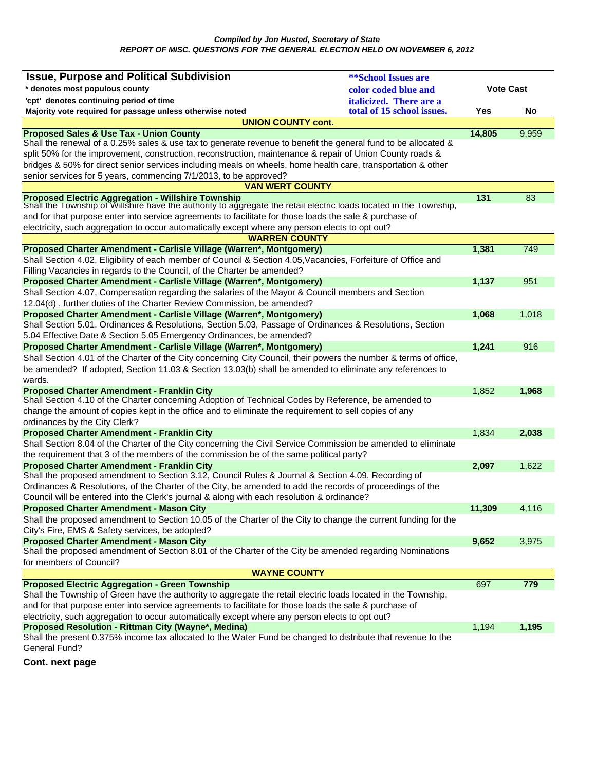*Compiled by Jon Husted, Secretary of State*
***REPORT OF MISC. QUESTIONS FOR THE GENERAL ELECTION HELD ON NOVEMBER 6, 2012***

| **Issue, Purpose and Political Subdivision**<br>* denotes most populous county<br>'cpt' denotes continuing period of time<br>Majority vote required for passage unless otherwise noted | ***\*\*School Issues are color coded blue and italicized. There are a total of 15 school issues.*** | **Vote Cast Yes** | **Vote Cast No** |
|---|---|---|---|
| **UNION COUNTY cont.** | | | |
| **Proposed Sales & Use Tax - Union County**<br>Shall the renewal of a 0.25% sales & use tax to generate revenue to benefit the general fund to be allocated & split 50% for the improvement, construction, reconstruction, maintenance & repair of Union County roads & bridges & 50% for direct senior services including meals on wheels, home health care, transportation & other senior services for 5 years, commencing 7/1/2013, to be approved? | | **14,805** | 9,959 |
| **VAN WERT COUNTY** | | | |
| **Proposed Electric Aggregation - Willshire Township**<br>Shall the Township of Willshire have the authority to aggregate the retail electric loads located in the Township, and for that purpose enter into service agreements to facilitate for those loads the sale & purchase of electricity, such aggregation to occur automatically except where any person elects to opt out? | | **131** | 83 |
| **WARREN COUNTY** | | | |
| **Proposed Charter Amendment - Carlisle Village (Warren*, Montgomery)**<br>Shall Section 4.02, Eligibility of each member of Council & Section 4.05,Vacancies, Forfeiture of Office and Filling Vacancies in regards to the Council, of the Charter be amended? | | **1,381** | 749 |
| **Proposed Charter Amendment - Carlisle Village (Warren*, Montgomery)**<br>Shall Section 4.07, Compensation regarding the salaries of the Mayor & Council members and Section 12.04(d) , further duties of the Charter Review Commission, be amended? | | **1,137** | 951 |
| **Proposed Charter Amendment - Carlisle Village (Warren*, Montgomery)**<br>Shall Section 5.01, Ordinances & Resolutions, Section 5.03, Passage of Ordinances & Resolutions, Section 5.04 Effective Date & Section 5.05 Emergency Ordinances, be amended? | | **1,068** | 1,018 |
| **Proposed Charter Amendment - Carlisle Village (Warren*, Montgomery)**<br>Shall Section 4.01 of the Charter of the City concerning City Council, their powers the number & terms of office, be amended? If adopted, Section 11.03 & Section 13.03(b) shall be amended to eliminate any references to wards. | | **1,241** | 916 |
| **Proposed Charter Amendment - Franklin City**<br>Shall Section 4.10 of the Charter concerning Adoption of Technical Codes by Reference, be amended to change the amount of copies kept in the office and to eliminate the requirement to sell copies of any ordinances by the City Clerk? | | 1,852 | **1,968** |
| **Proposed Charter Amendment - Franklin City**<br>Shall Section 8.04 of the Charter of the City concerning the Civil Service Commission be amended to eliminate the requirement that 3 of the members of the commission be of the same political party? | | 1,834 | **2,038** |
| **Proposed Charter Amendment - Franklin City**<br>Shall the proposed amendment to Section 3.12, Council Rules & Journal & Section 4.09, Recording of Ordinances & Resolutions, of the Charter of the City, be amended to add the records of proceedings of the Council will be entered into the Clerk's journal & along with each resolution & ordinance? | | **2,097** | 1,622 |
| **Proposed Charter Amendment - Mason City**<br>Shall the proposed amendment to Section 10.05 of the Charter of the City to change the current funding for the City's Fire, EMS & Safety services, be adopted? | | **11,309** | 4,116 |
| **Proposed Charter Amendment - Mason City**<br>Shall the proposed amendment of Section 8.01 of the Charter of the City be amended regarding Nominations for members of Council? | | **9,652** | 3,975 |
| **WAYNE COUNTY** | | | |
| **Proposed Electric Aggregation - Green Township**<br>Shall the Township of Green have the authority to aggregate the retail electric loads located in the Township, and for that purpose enter into service agreements to facilitate for those loads the sale & purchase of electricity, such aggregation to occur automatically except where any person elects to opt out? | | 697 | **779** |
| **Proposed Resolution - Rittman City (Wayne*, Medina)**<br>Shall the present 0.375% income tax allocated to the Water Fund be changed to distribute that revenue to the General Fund? | | 1,194 | **1,195** |

**Cont. next page**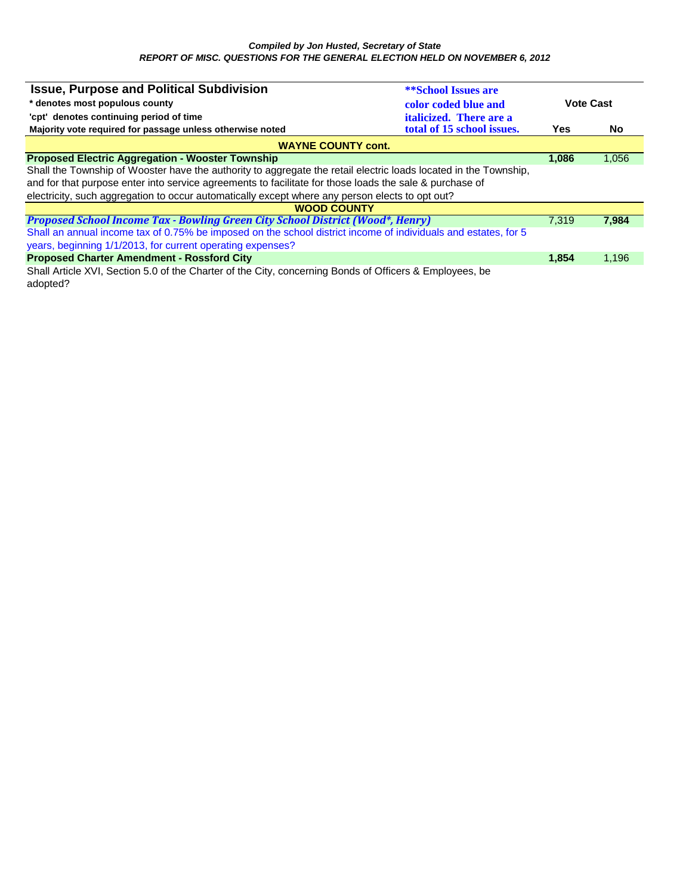*Compiled by Jon Husted, Secretary of State*
***REPORT OF MISC. QUESTIONS FOR THE GENERAL ELECTION HELD ON NOVEMBER 6, 2012***

| **Issue, Purpose and Political Subdivision**<br>**\* denotes most populous county**<br>**'cpt' denotes continuing period of time**<br>**Majority vote required for passage unless otherwise noted** | ***\*\*School Issues are color coded blue and italicized. There are a total of 15 school issues.*** | **Vote Cast** | |
|---|---|---|---|
| | | **Yes** | **No** |
| **WAYNE COUNTY cont.** | | | |
| **Proposed Electric Aggregation - Wooster Township** | | **1,086** | 1,056 |
| Shall the Township of Wooster have the authority to aggregate the retail electric loads located in the Township, and for that purpose enter into service agreements to facilitate for those loads the sale & purchase of electricity, such aggregation to occur automatically except where any person elects to opt out? | | | |
| **WOOD COUNTY** | | | |
| ***Proposed School Income Tax - Bowling Green City School District (Wood\*, Henry)*** | | 7,319 | **7,984** |
| Shall an annual income tax of 0.75% be imposed on the school district income of individuals and estates, for 5 years, beginning 1/1/2013, for current operating expenses? | | | |
| **Proposed Charter Amendment - Rossford City** | | **1,854** | 1,196 |
| Shall Article XVI, Section 5.0 of the Charter of the City, concerning Bonds of Officers & Employees, be adopted? | | | |